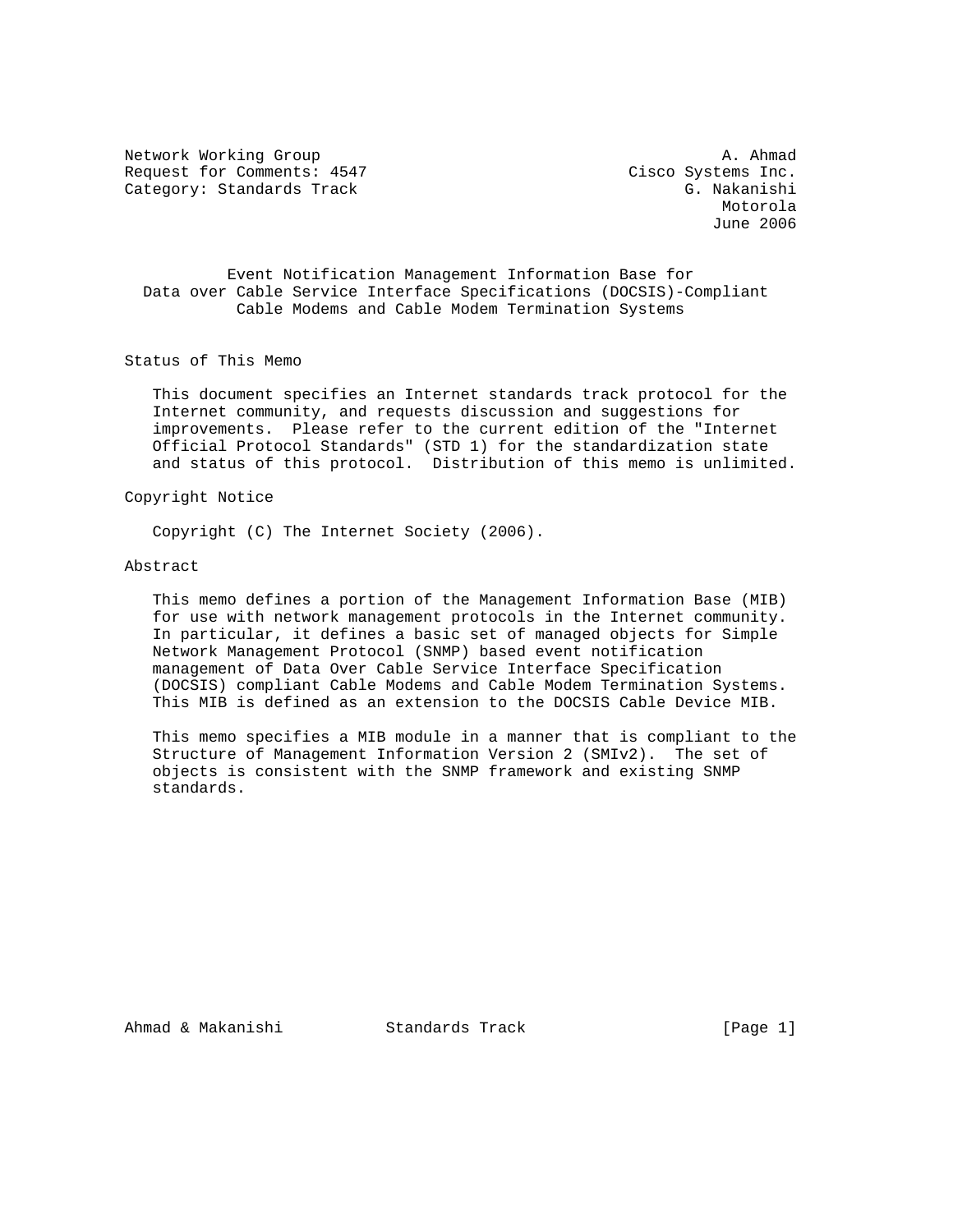Network Working Group                                          A. Ahmad
Request for Comments: 4547                           Cisco Systems Inc.
Category: Standards Track                                  G. Nakanishi
                                                               Motorola
                                                              June 2006

# Event Notification Management Information Base for Data over Cable Service Interface Specifications (DOCSIS)-Compliant Cable Modems and Cable Modem Termination Systems

## Status of This Memo

This document specifies an Internet standards track protocol for the Internet community, and requests discussion and suggestions for improvements. Please refer to the current edition of the "Internet Official Protocol Standards" (STD 1) for the standardization state and status of this protocol. Distribution of this memo is unlimited.

## Copyright Notice

Copyright (C) The Internet Society (2006).

## Abstract

This memo defines a portion of the Management Information Base (MIB) for use with network management protocols in the Internet community. In particular, it defines a basic set of managed objects for Simple Network Management Protocol (SNMP) based event notification management of Data Over Cable Service Interface Specification (DOCSIS) compliant Cable Modems and Cable Modem Termination Systems. This MIB is defined as an extension to the DOCSIS Cable Device MIB.

This memo specifies a MIB module in a manner that is compliant to the Structure of Management Information Version 2 (SMIv2). The set of objects is consistent with the SNMP framework and existing SNMP standards.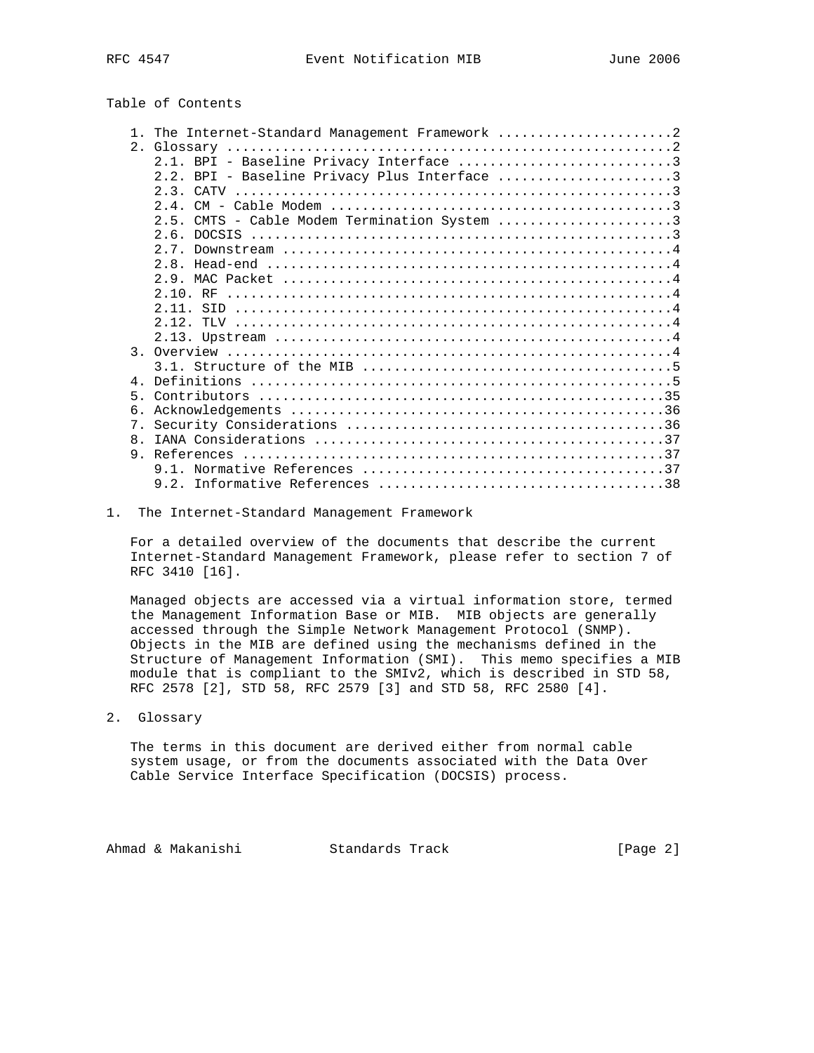Table of Contents

```
   1. The Internet-Standard Management Framework ......................2
   2. Glossary ........................................................2
      2.1. BPI - Baseline Privacy Interface ...........................3
      2.2. BPI - Baseline Privacy Plus Interface ......................3
      2.3. CATV .......................................................3
      2.4. CM - Cable Modem ...........................................3
      2.5. CMTS - Cable Modem Termination System ......................3
      2.6. DOCSIS .....................................................3
      2.7. Downstream .................................................4
      2.8. Head-end ...................................................4
      2.9. MAC Packet .................................................4
      2.10. RF ........................................................4
      2.11. SID .......................................................4
      2.12. TLV .......................................................4
      2.13. Upstream ..................................................4
   3. Overview ........................................................4
      3.1. Structure of the MIB .......................................5
   4. Definitions .....................................................5
   5. Contributors ...................................................35
   6. Acknowledgements ...............................................36
   7. Security Considerations ........................................36
   8. IANA Considerations ............................................37
   9. References .....................................................37
      9.1. Normative References ......................................37
      9.2. Informative References ....................................38
```

## 1. The Internet-Standard Management Framework

For a detailed overview of the documents that describe the current Internet-Standard Management Framework, please refer to section 7 of RFC 3410 [16].

Managed objects are accessed via a virtual information store, termed the Management Information Base or MIB. MIB objects are generally accessed through the Simple Network Management Protocol (SNMP). Objects in the MIB are defined using the mechanisms defined in the Structure of Management Information (SMI). This memo specifies a MIB module that is compliant to the SMIv2, which is described in STD 58, RFC 2578 [2], STD 58, RFC 2579 [3] and STD 58, RFC 2580 [4].

## 2. Glossary

The terms in this document are derived either from normal cable system usage, or from the documents associated with the Data Over Cable Service Interface Specification (DOCSIS) process.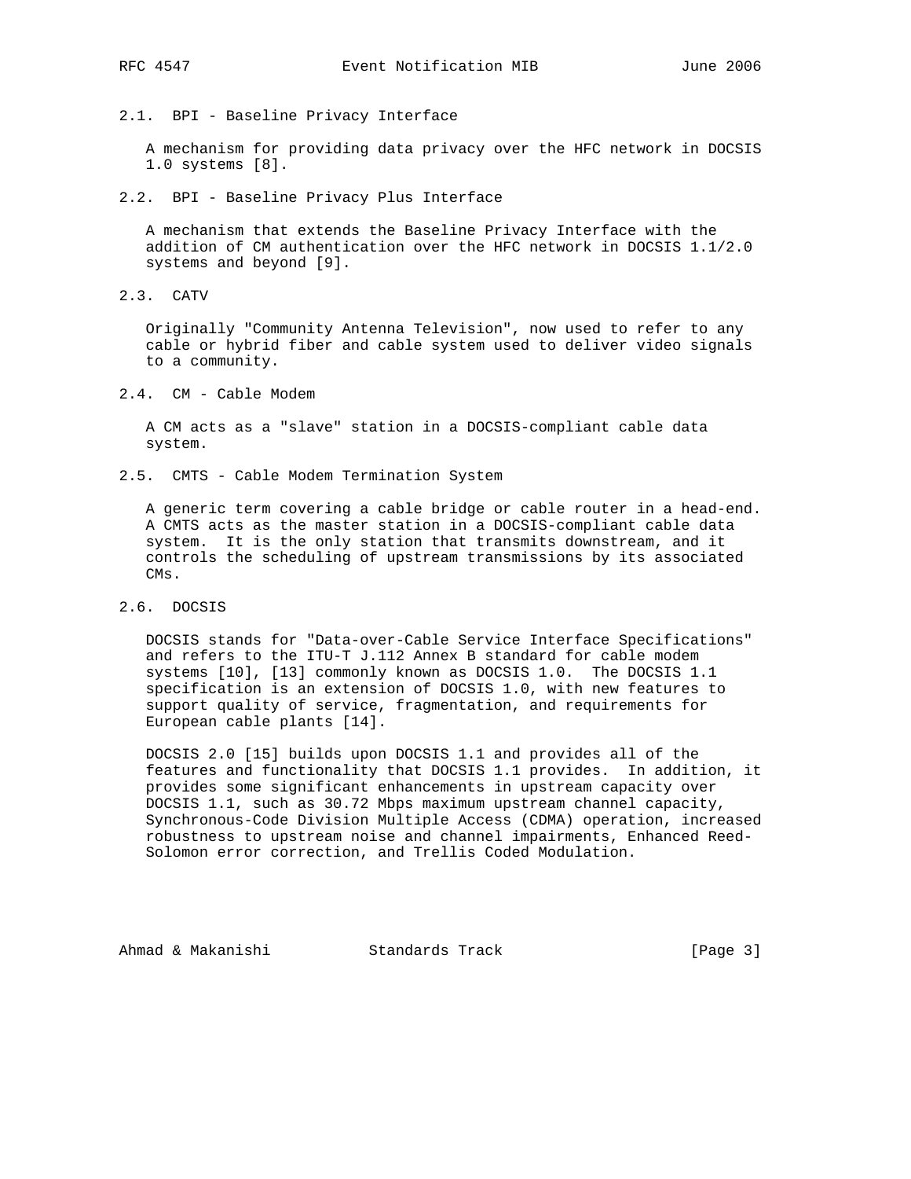### 2.1. BPI - Baseline Privacy Interface

A mechanism for providing data privacy over the HFC network in DOCSIS 1.0 systems [8].

### 2.2. BPI - Baseline Privacy Plus Interface

A mechanism that extends the Baseline Privacy Interface with the addition of CM authentication over the HFC network in DOCSIS 1.1/2.0 systems and beyond [9].

### 2.3. CATV

Originally "Community Antenna Television", now used to refer to any cable or hybrid fiber and cable system used to deliver video signals to a community.

### 2.4. CM - Cable Modem

A CM acts as a "slave" station in a DOCSIS-compliant cable data system.

### 2.5. CMTS - Cable Modem Termination System

A generic term covering a cable bridge or cable router in a head-end. A CMTS acts as the master station in a DOCSIS-compliant cable data system. It is the only station that transmits downstream, and it controls the scheduling of upstream transmissions by its associated CMs.

### 2.6. DOCSIS

DOCSIS stands for "Data-over-Cable Service Interface Specifications" and refers to the ITU-T J.112 Annex B standard for cable modem systems [10], [13] commonly known as DOCSIS 1.0. The DOCSIS 1.1 specification is an extension of DOCSIS 1.0, with new features to support quality of service, fragmentation, and requirements for European cable plants [14].

DOCSIS 2.0 [15] builds upon DOCSIS 1.1 and provides all of the features and functionality that DOCSIS 1.1 provides. In addition, it provides some significant enhancements in upstream capacity over DOCSIS 1.1, such as 30.72 Mbps maximum upstream channel capacity, Synchronous-Code Division Multiple Access (CDMA) operation, increased robustness to upstream noise and channel impairments, Enhanced Reed-Solomon error correction, and Trellis Coded Modulation.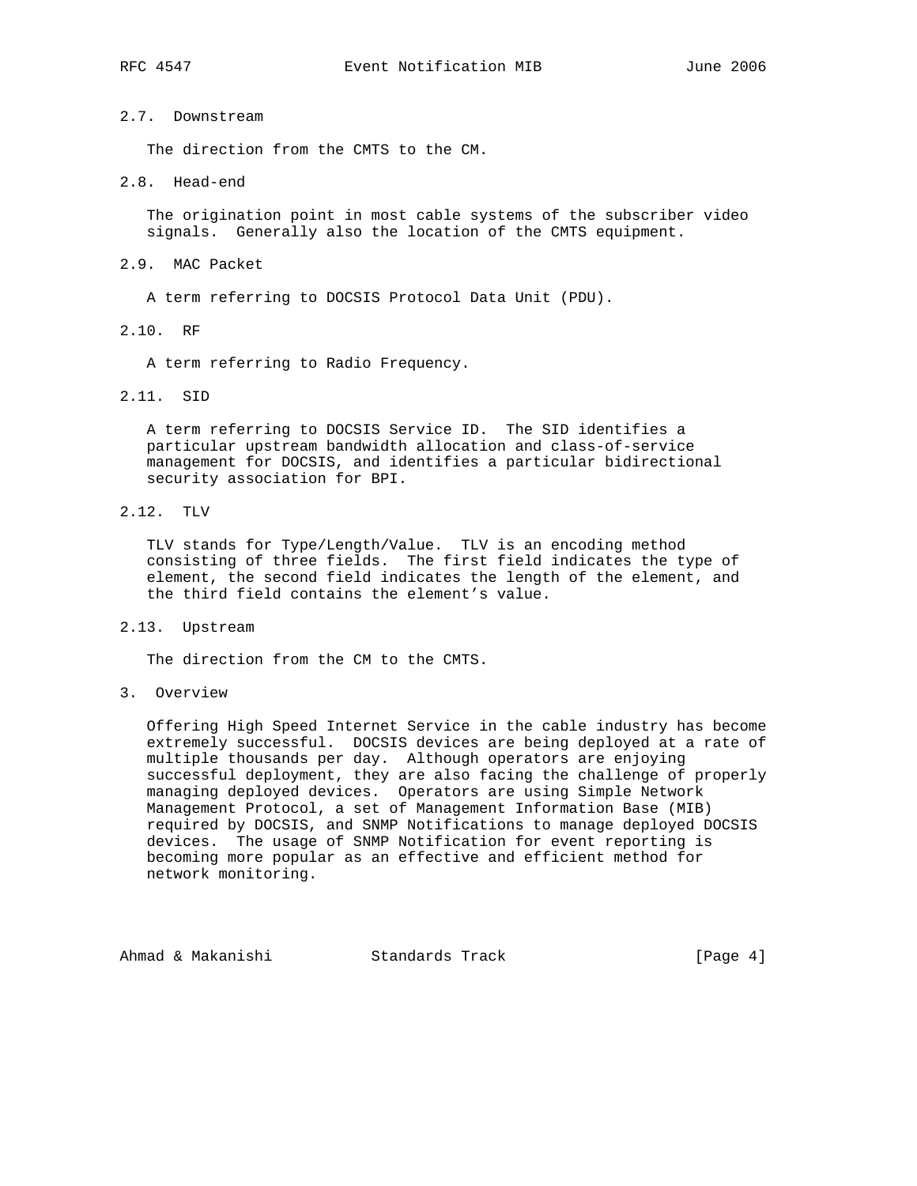### 2.7. Downstream

The direction from the CMTS to the CM.

### 2.8. Head-end

The origination point in most cable systems of the subscriber video signals. Generally also the location of the CMTS equipment.

### 2.9. MAC Packet

A term referring to DOCSIS Protocol Data Unit (PDU).

### 2.10. RF

A term referring to Radio Frequency.

### 2.11. SID

A term referring to DOCSIS Service ID. The SID identifies a particular upstream bandwidth allocation and class-of-service management for DOCSIS, and identifies a particular bidirectional security association for BPI.

### 2.12. TLV

TLV stands for Type/Length/Value. TLV is an encoding method consisting of three fields. The first field indicates the type of element, the second field indicates the length of the element, and the third field contains the element's value.

### 2.13. Upstream

The direction from the CM to the CMTS.

## 3. Overview

Offering High Speed Internet Service in the cable industry has become extremely successful. DOCSIS devices are being deployed at a rate of multiple thousands per day. Although operators are enjoying successful deployment, they are also facing the challenge of properly managing deployed devices. Operators are using Simple Network Management Protocol, a set of Management Information Base (MIB) required by DOCSIS, and SNMP Notifications to manage deployed DOCSIS devices. The usage of SNMP Notification for event reporting is becoming more popular as an effective and efficient method for network monitoring.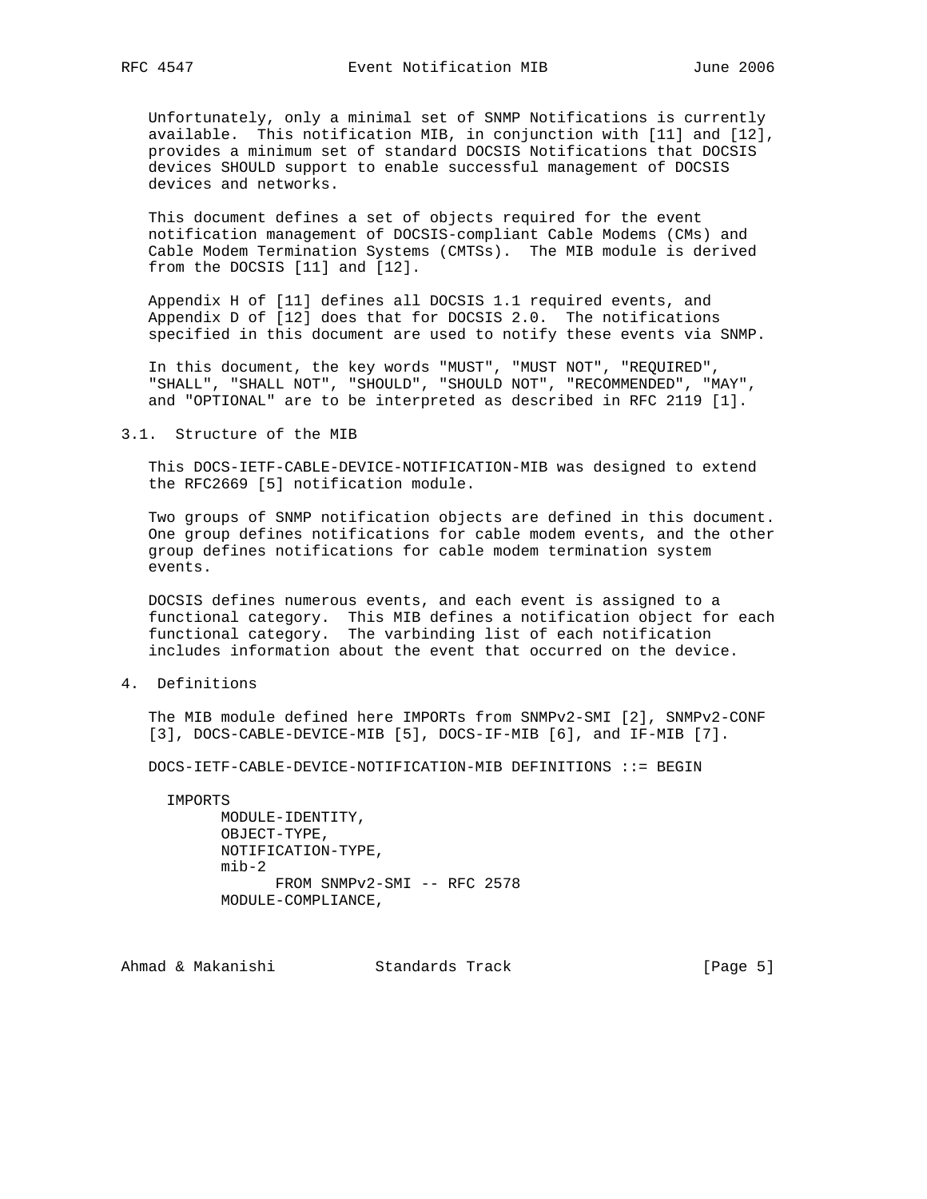Unfortunately, only a minimal set of SNMP Notifications is currently available. This notification MIB, in conjunction with [11] and [12], provides a minimum set of standard DOCSIS Notifications that DOCSIS devices SHOULD support to enable successful management of DOCSIS devices and networks.

This document defines a set of objects required for the event notification management of DOCSIS-compliant Cable Modems (CMs) and Cable Modem Termination Systems (CMTSs). The MIB module is derived from the DOCSIS [11] and [12].

Appendix H of [11] defines all DOCSIS 1.1 required events, and Appendix D of [12] does that for DOCSIS 2.0. The notifications specified in this document are used to notify these events via SNMP.

In this document, the key words "MUST", "MUST NOT", "REQUIRED", "SHALL", "SHALL NOT", "SHOULD", "SHOULD NOT", "RECOMMENDED", "MAY", and "OPTIONAL" are to be interpreted as described in RFC 2119 [1].

### 3.1. Structure of the MIB

This DOCS-IETF-CABLE-DEVICE-NOTIFICATION-MIB was designed to extend the RFC2669 [5] notification module.

Two groups of SNMP notification objects are defined in this document. One group defines notifications for cable modem events, and the other group defines notifications for cable modem termination system events.

DOCSIS defines numerous events, and each event is assigned to a functional category. This MIB defines a notification object for each functional category. The varbinding list of each notification includes information about the event that occurred on the device.

## 4. Definitions

The MIB module defined here IMPORTs from SNMPv2-SMI [2], SNMPv2-CONF [3], DOCS-CABLE-DEVICE-MIB [5], DOCS-IF-MIB [6], and IF-MIB [7].

```
DOCS-IETF-CABLE-DEVICE-NOTIFICATION-MIB DEFINITIONS ::= BEGIN

  IMPORTS
        MODULE-IDENTITY,
        OBJECT-TYPE,
        NOTIFICATION-TYPE,
        mib-2
              FROM SNMPv2-SMI -- RFC 2578
        MODULE-COMPLIANCE,
```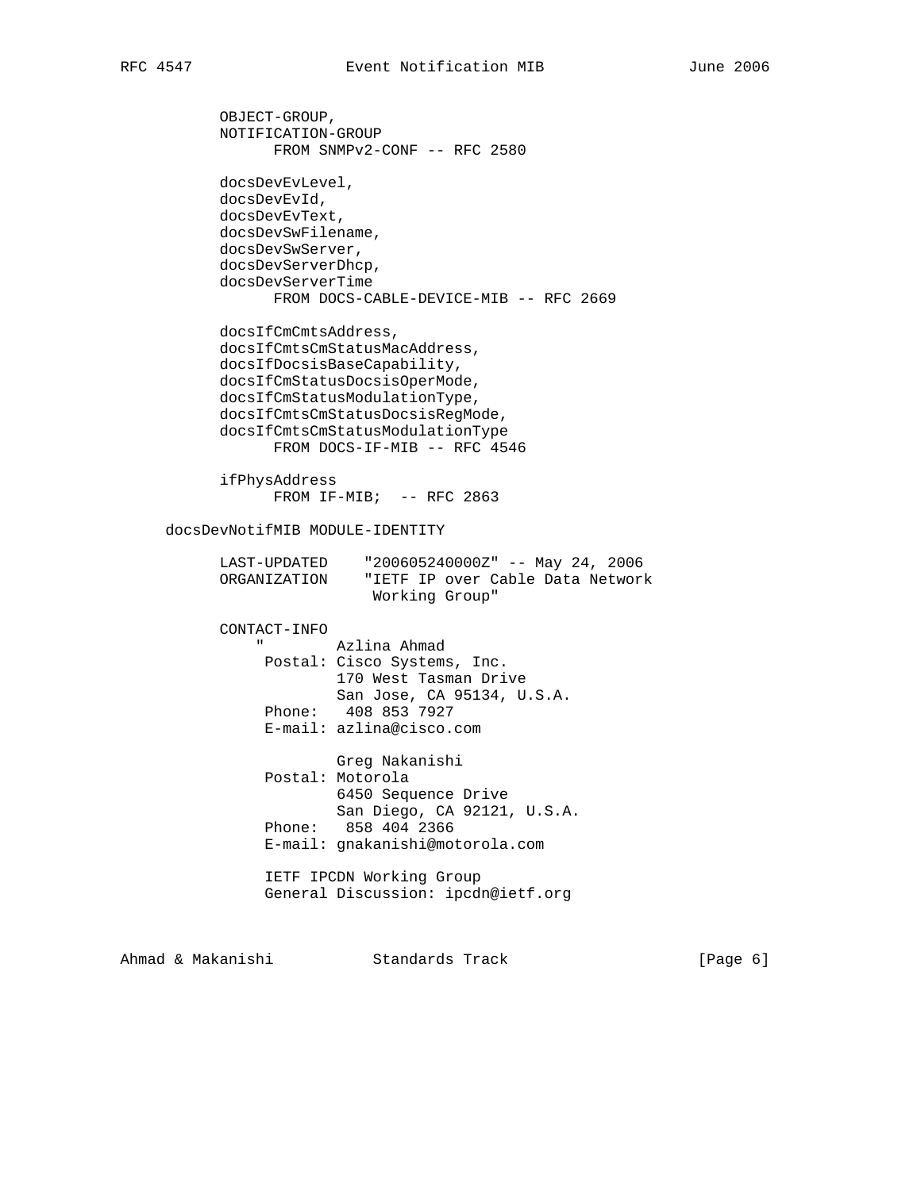```
        OBJECT-GROUP,
        NOTIFICATION-GROUP
              FROM SNMPv2-CONF -- RFC 2580

        docsDevEvLevel,
        docsDevEvId,
        docsDevEvText,
        docsDevSwFilename,
        docsDevSwServer,
        docsDevServerDhcp,
        docsDevServerTime
              FROM DOCS-CABLE-DEVICE-MIB -- RFC 2669

        docsIfCmCmtsAddress,
        docsIfCmtsCmStatusMacAddress,
        docsIfDocsisBaseCapability,
        docsIfCmStatusDocsisOperMode,
        docsIfCmStatusModulationType,
        docsIfCmtsCmStatusDocsisRegMode,
        docsIfCmtsCmStatusModulationType
              FROM DOCS-IF-MIB -- RFC 4546

        ifPhysAddress
              FROM IF-MIB;  -- RFC 2863

  docsDevNotifMIB MODULE-IDENTITY

        LAST-UPDATED    "200605240000Z" -- May 24, 2006
        ORGANIZATION    "IETF IP over Cable Data Network
                         Working Group"

        CONTACT-INFO
            "        Azlina Ahmad
             Postal: Cisco Systems, Inc.
                     170 West Tasman Drive
                     San Jose, CA 95134, U.S.A.
             Phone:   408 853 7927
             E-mail: azlina@cisco.com

                     Greg Nakanishi
             Postal: Motorola
                     6450 Sequence Drive
                     San Diego, CA 92121, U.S.A.
             Phone:   858 404 2366
             E-mail: gnakanishi@motorola.com

             IETF IPCDN Working Group
             General Discussion: ipcdn@ietf.org
```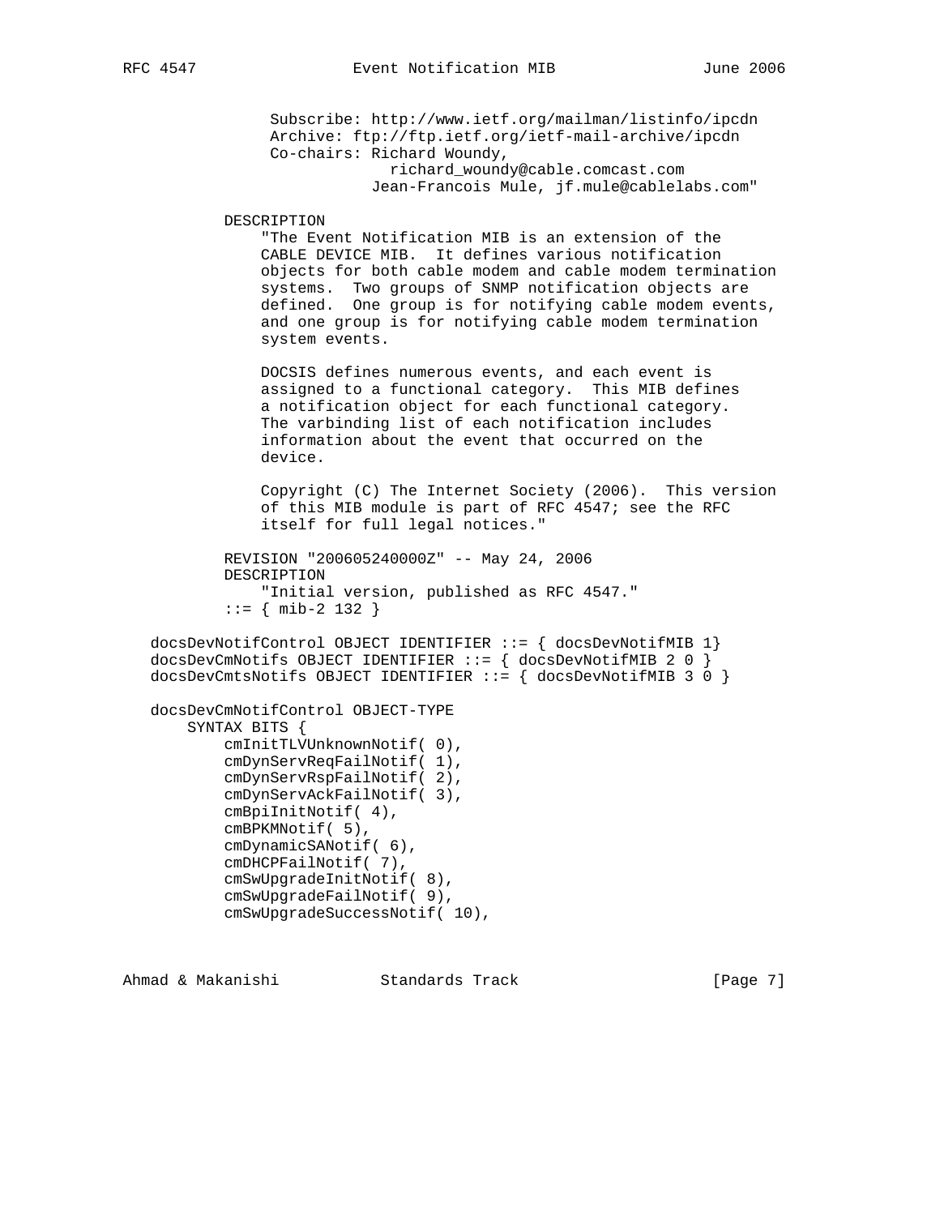```
              Subscribe: http://www.ietf.org/mailman/listinfo/ipcdn
              Archive: ftp://ftp.ietf.org/ietf-mail-archive/ipcdn
              Co-chairs: Richard Woundy,
                             richard_woundy@cable.comcast.com
                         Jean-Francois Mule, jf.mule@cablelabs.com"

          DESCRIPTION
              "The Event Notification MIB is an extension of the
              CABLE DEVICE MIB.  It defines various notification
              objects for both cable modem and cable modem termination
              systems.  Two groups of SNMP notification objects are
              defined.  One group is for notifying cable modem events,
              and one group is for notifying cable modem termination
              system events.

              DOCSIS defines numerous events, and each event is
              assigned to a functional category.  This MIB defines
              a notification object for each functional category.
              The varbinding list of each notification includes
              information about the event that occurred on the
              device.

              Copyright (C) The Internet Society (2006).  This version
              of this MIB module is part of RFC 4547; see the RFC
              itself for full legal notices."

          REVISION "200605240000Z" -- May 24, 2006
          DESCRIPTION
              "Initial version, published as RFC 4547."
          ::= { mib-2 132 }

  docsDevNotifControl OBJECT IDENTIFIER ::= { docsDevNotifMIB 1}
  docsDevCmNotifs OBJECT IDENTIFIER ::= { docsDevNotifMIB 2 0 }
  docsDevCmtsNotifs OBJECT IDENTIFIER ::= { docsDevNotifMIB 3 0 }

  docsDevCmNotifControl OBJECT-TYPE
      SYNTAX BITS {
          cmInitTLVUnknownNotif( 0),
          cmDynServReqFailNotif( 1),
          cmDynServRspFailNotif( 2),
          cmDynServAckFailNotif( 3),
          cmBpiInitNotif( 4),
          cmBPKMNotif( 5),
          cmDynamicSANotif( 6),
          cmDHCPFailNotif( 7),
          cmSwUpgradeInitNotif( 8),
          cmSwUpgradeFailNotif( 9),
          cmSwUpgradeSuccessNotif( 10),
```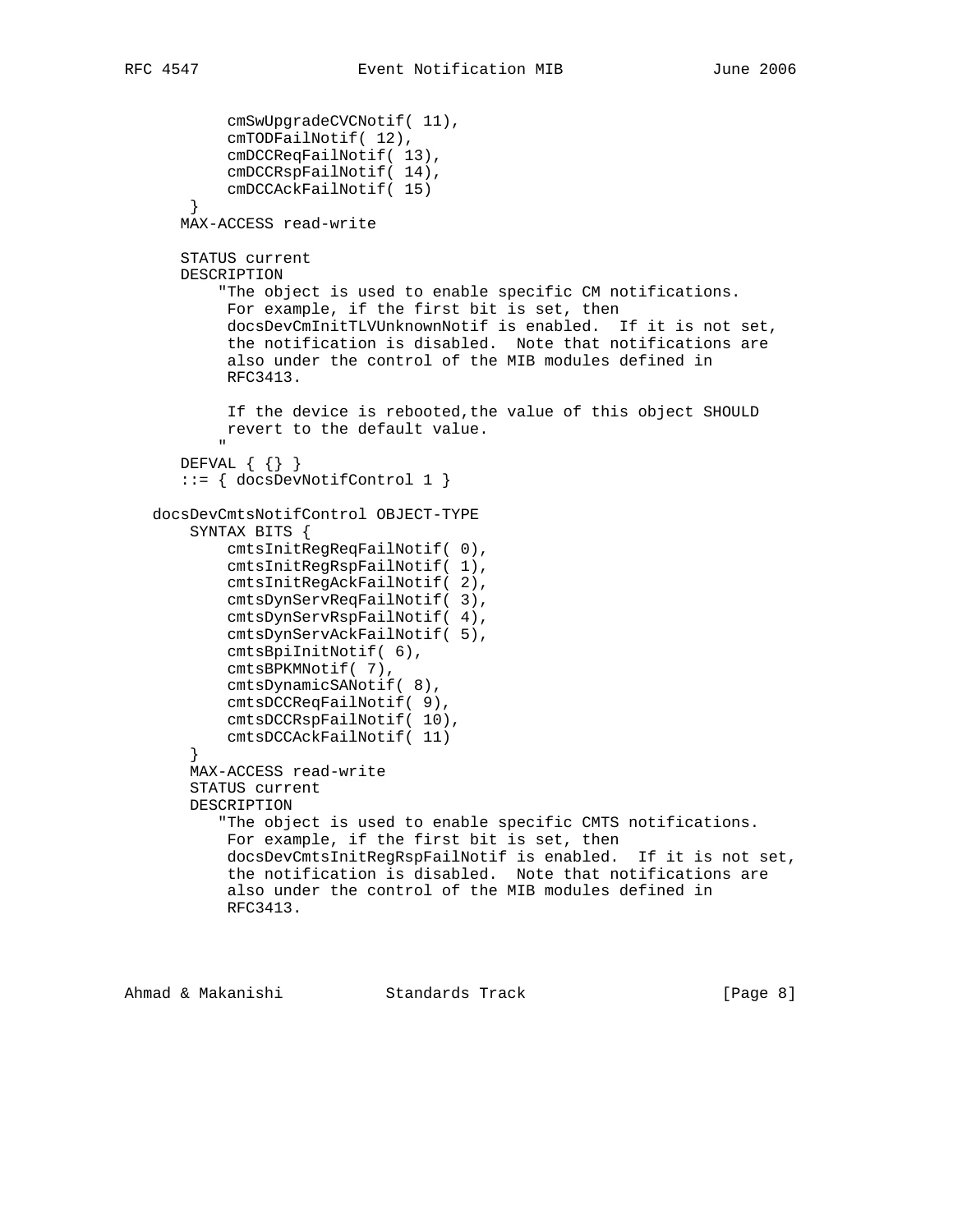```
           cmSwUpgradeCVCNotif( 11),
           cmTODFailNotif( 12),
           cmDCCReqFailNotif( 13),
           cmDCCRspFailNotif( 14),
           cmDCCAckFailNotif( 15)
        }
       MAX-ACCESS read-write

       STATUS current
       DESCRIPTION
           "The object is used to enable specific CM notifications.
            For example, if the first bit is set, then
            docsDevCmInitTLVUnknownNotif is enabled.  If it is not set,
            the notification is disabled.  Note that notifications are
            also under the control of the MIB modules defined in
            RFC3413.

            If the device is rebooted,the value of this object SHOULD
            revert to the default value.
           "
       DEFVAL { {} }
       ::= { docsDevNotifControl 1 }

   docsDevCmtsNotifControl OBJECT-TYPE
        SYNTAX BITS {
           cmtsInitRegReqFailNotif( 0),
           cmtsInitRegRspFailNotif( 1),
           cmtsInitRegAckFailNotif( 2),
           cmtsDynServReqFailNotif( 3),
           cmtsDynServRspFailNotif( 4),
           cmtsDynServAckFailNotif( 5),
           cmtsBpiInitNotif( 6),
           cmtsBPKMNotif( 7),
           cmtsDynamicSANotif( 8),
           cmtsDCCReqFailNotif( 9),
           cmtsDCCRspFailNotif( 10),
           cmtsDCCAckFailNotif( 11)
        }
        MAX-ACCESS read-write
        STATUS current
        DESCRIPTION
           "The object is used to enable specific CMTS notifications.
            For example, if the first bit is set, then
            docsDevCmtsInitRegRspFailNotif is enabled.  If it is not set,
            the notification is disabled.  Note that notifications are
            also under the control of the MIB modules defined in
            RFC3413.
```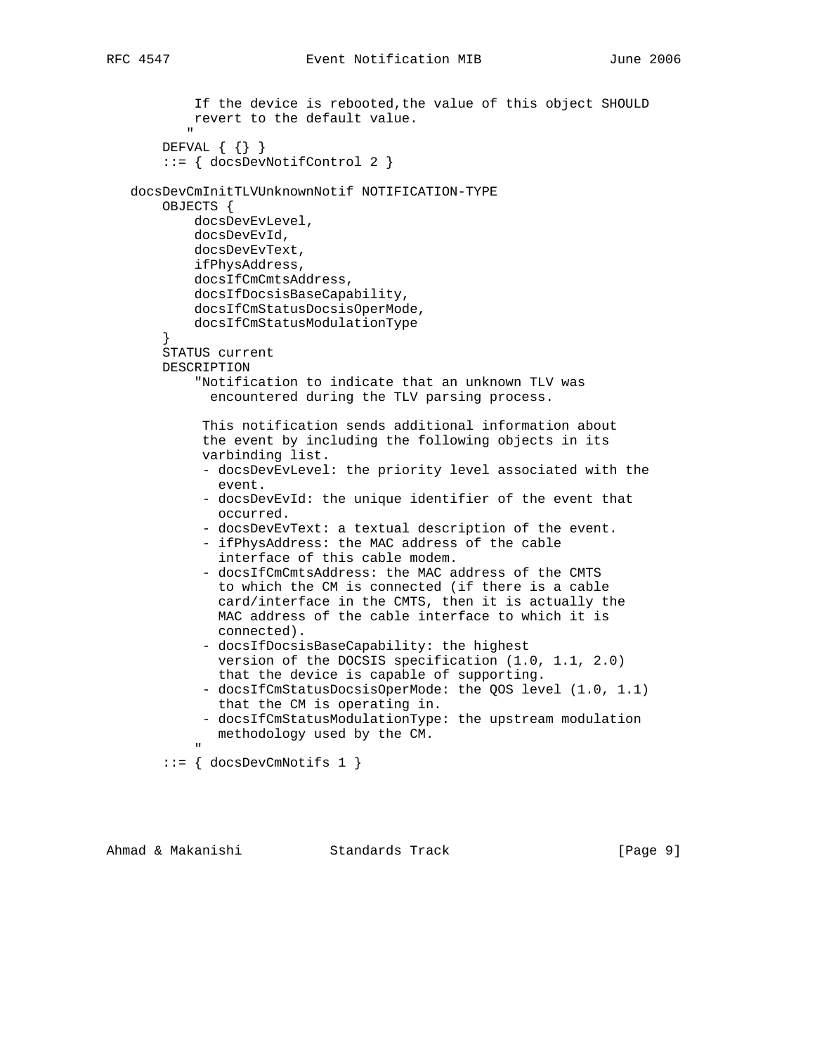```
           If the device is rebooted,the value of this object SHOULD
           revert to the default value.
          "
       DEFVAL { {} }
       ::= { docsDevNotifControl 2 }

   docsDevCmInitTLVUnknownNotif NOTIFICATION-TYPE
       OBJECTS {
           docsDevEvLevel,
           docsDevEvId,
           docsDevEvText,
           ifPhysAddress,
           docsIfCmCmtsAddress,
           docsIfDocsisBaseCapability,
           docsIfCmStatusDocsisOperMode,
           docsIfCmStatusModulationType
       }
       STATUS current
       DESCRIPTION
           "Notification to indicate that an unknown TLV was
             encountered during the TLV parsing process.

            This notification sends additional information about
            the event by including the following objects in its
            varbinding list.
            - docsDevEvLevel: the priority level associated with the
              event.
            - docsDevEvId: the unique identifier of the event that
              occurred.
            - docsDevEvText: a textual description of the event.
            - ifPhysAddress: the MAC address of the cable
              interface of this cable modem.
            - docsIfCmCmtsAddress: the MAC address of the CMTS
              to which the CM is connected (if there is a cable
              card/interface in the CMTS, then it is actually the
              MAC address of the cable interface to which it is
              connected).
            - docsIfDocsisBaseCapability: the highest
              version of the DOCSIS specification (1.0, 1.1, 2.0)
              that the device is capable of supporting.
            - docsIfCmStatusDocsisOperMode: the QOS level (1.0, 1.1)
              that the CM is operating in.
            - docsIfCmStatusModulationType: the upstream modulation
              methodology used by the CM.
           "
       ::= { docsDevCmNotifs 1 }
```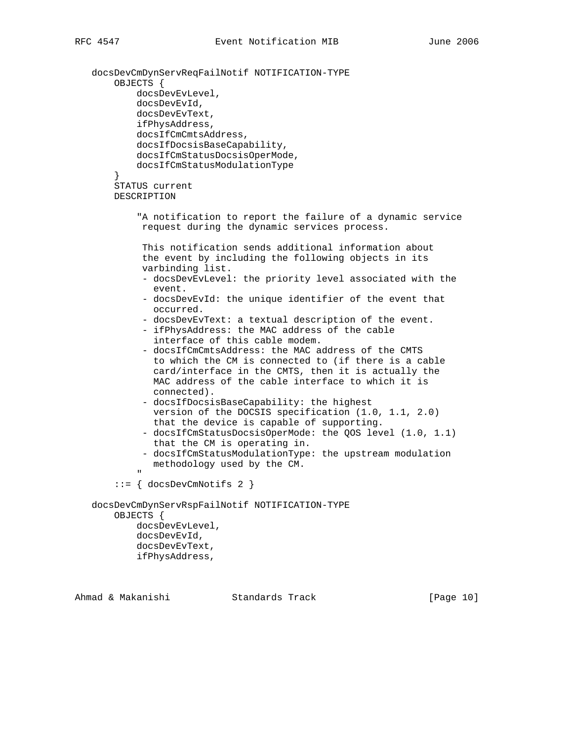```
   docsDevCmDynServReqFailNotif NOTIFICATION-TYPE
       OBJECTS {
           docsDevEvLevel,
           docsDevEvId,
           docsDevEvText,
           ifPhysAddress,
           docsIfCmCmtsAddress,
           docsIfDocsisBaseCapability,
           docsIfCmStatusDocsisOperMode,
           docsIfCmStatusModulationType
       }
       STATUS current
       DESCRIPTION

           "A notification to report the failure of a dynamic service
            request during the dynamic services process.

            This notification sends additional information about
            the event by including the following objects in its
            varbinding list.
            - docsDevEvLevel: the priority level associated with the
              event.
            - docsDevEvId: the unique identifier of the event that
              occurred.
            - docsDevEvText: a textual description of the event.
            - ifPhysAddress: the MAC address of the cable
              interface of this cable modem.
            - docsIfCmCmtsAddress: the MAC address of the CMTS
              to which the CM is connected to (if there is a cable
              card/interface in the CMTS, then it is actually the
              MAC address of the cable interface to which it is
              connected).
            - docsIfDocsisBaseCapability: the highest
              version of the DOCSIS specification (1.0, 1.1, 2.0)
              that the device is capable of supporting.
            - docsIfCmStatusDocsisOperMode: the QOS level (1.0, 1.1)
              that the CM is operating in.
            - docsIfCmStatusModulationType: the upstream modulation
              methodology used by the CM.
           "
       ::= { docsDevCmNotifs 2 }

   docsDevCmDynServRspFailNotif NOTIFICATION-TYPE
       OBJECTS {
           docsDevEvLevel,
           docsDevEvId,
           docsDevEvText,
           ifPhysAddress,
```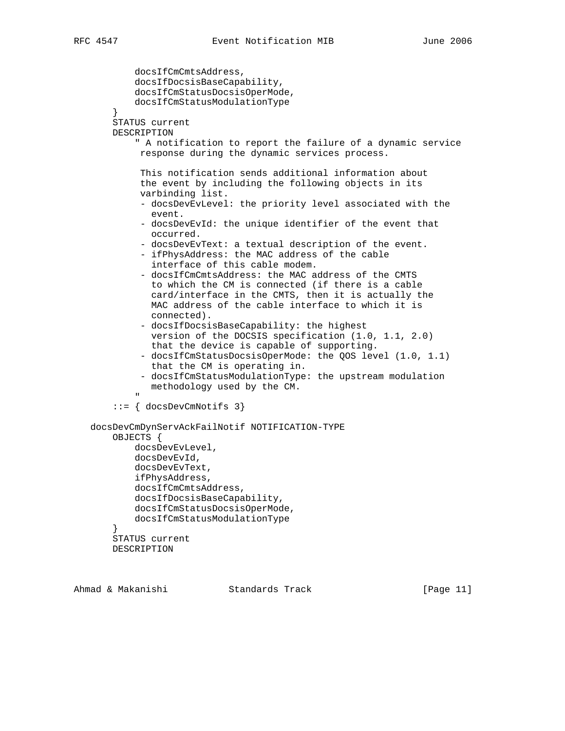```
            docsIfCmCmtsAddress,
            docsIfDocsisBaseCapability,
            docsIfCmStatusDocsisOperMode,
            docsIfCmStatusModulationType
        }
        STATUS current
        DESCRIPTION
            " A notification to report the failure of a dynamic service
             response during the dynamic services process.

             This notification sends additional information about
             the event by including the following objects in its
             varbinding list.
             - docsDevEvLevel: the priority level associated with the
               event.
             - docsDevEvId: the unique identifier of the event that
               occurred.
             - docsDevEvText: a textual description of the event.
             - ifPhysAddress: the MAC address of the cable
               interface of this cable modem.
             - docsIfCmCmtsAddress: the MAC address of the CMTS
               to which the CM is connected (if there is a cable
               card/interface in the CMTS, then it is actually the
               MAC address of the cable interface to which it is
               connected).
             - docsIfDocsisBaseCapability: the highest
               version of the DOCSIS specification (1.0, 1.1, 2.0)
               that the device is capable of supporting.
             - docsIfCmStatusDocsisOperMode: the QOS level (1.0, 1.1)
               that the CM is operating in.
             - docsIfCmStatusModulationType: the upstream modulation
               methodology used by the CM.
            "
        ::= { docsDevCmNotifs 3}

    docsDevCmDynServAckFailNotif NOTIFICATION-TYPE
        OBJECTS {
            docsDevEvLevel,
            docsDevEvId,
            docsDevEvText,
            ifPhysAddress,
            docsIfCmCmtsAddress,
            docsIfDocsisBaseCapability,
            docsIfCmStatusDocsisOperMode,
            docsIfCmStatusModulationType
        }
        STATUS current
        DESCRIPTION
```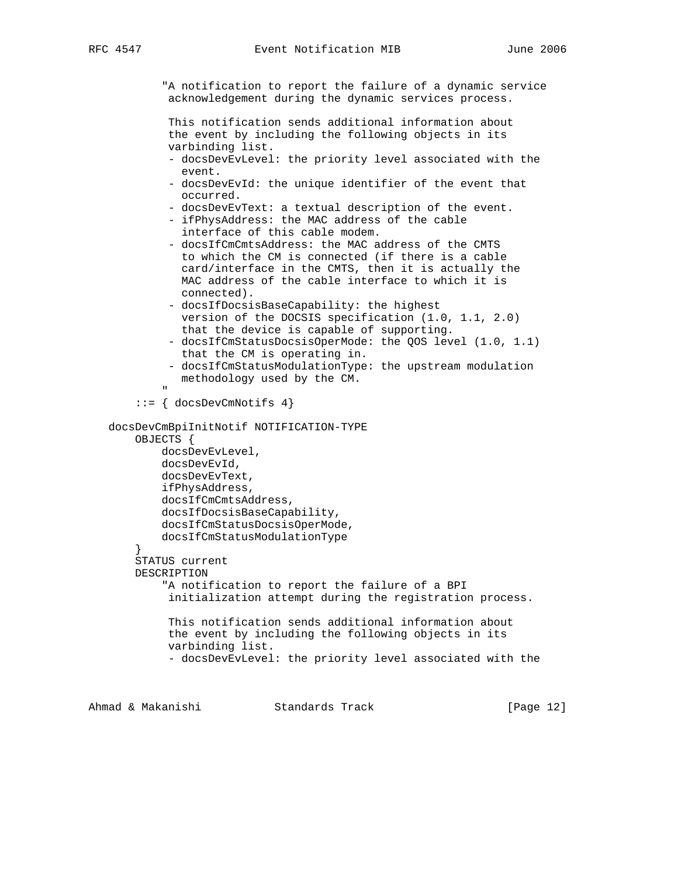```
          "A notification to report the failure of a dynamic service
           acknowledgement during the dynamic services process.

           This notification sends additional information about
           the event by including the following objects in its
           varbinding list.
           - docsDevEvLevel: the priority level associated with the
             event.
           - docsDevEvId: the unique identifier of the event that
             occurred.
           - docsDevEvText: a textual description of the event.
           - ifPhysAddress: the MAC address of the cable
             interface of this cable modem.
           - docsIfCmCmtsAddress: the MAC address of the CMTS
             to which the CM is connected (if there is a cable
             card/interface in the CMTS, then it is actually the
             MAC address of the cable interface to which it is
             connected).
           - docsIfDocsisBaseCapability: the highest
             version of the DOCSIS specification (1.0, 1.1, 2.0)
             that the device is capable of supporting.
           - docsIfCmStatusDocsisOperMode: the QOS level (1.0, 1.1)
             that the CM is operating in.
           - docsIfCmStatusModulationType: the upstream modulation
             methodology used by the CM.
          "
      ::= { docsDevCmNotifs 4}

  docsDevCmBpiInitNotif NOTIFICATION-TYPE
      OBJECTS {
          docsDevEvLevel,
          docsDevEvId,
          docsDevEvText,
          ifPhysAddress,
          docsIfCmCmtsAddress,
          docsIfDocsisBaseCapability,
          docsIfCmStatusDocsisOperMode,
          docsIfCmStatusModulationType
      }
      STATUS current
      DESCRIPTION
          "A notification to report the failure of a BPI
           initialization attempt during the registration process.

           This notification sends additional information about
           the event by including the following objects in its
           varbinding list.
           - docsDevEvLevel: the priority level associated with the
```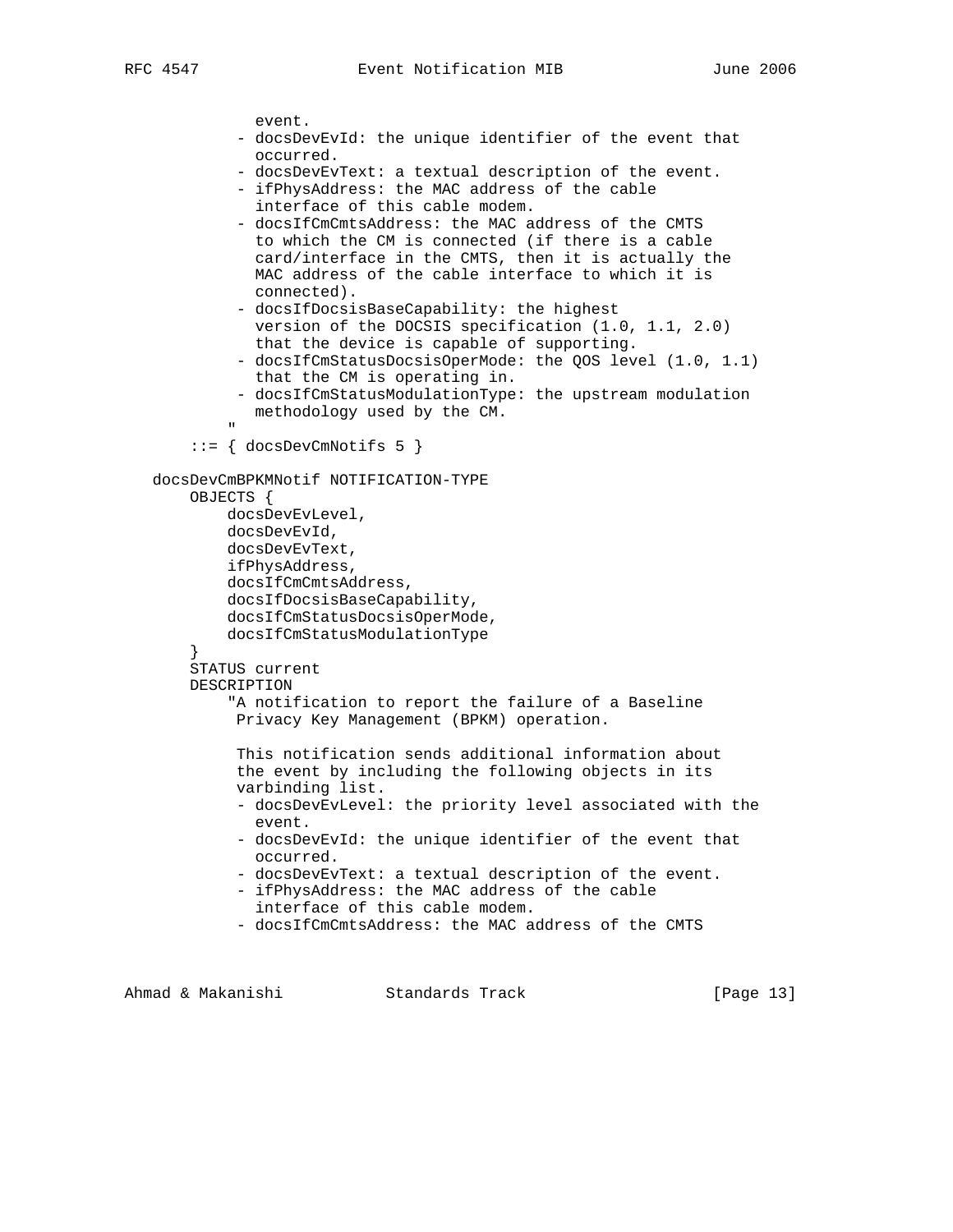```
                event.
              - docsDevEvId: the unique identifier of the event that
                occurred.
              - docsDevEvText: a textual description of the event.
              - ifPhysAddress: the MAC address of the cable
                interface of this cable modem.
              - docsIfCmCmtsAddress: the MAC address of the CMTS
                to which the CM is connected (if there is a cable
                card/interface in the CMTS, then it is actually the
                MAC address of the cable interface to which it is
                connected).
              - docsIfDocsisBaseCapability: the highest
                version of the DOCSIS specification (1.0, 1.1, 2.0)
                that the device is capable of supporting.
              - docsIfCmStatusDocsisOperMode: the QOS level (1.0, 1.1)
                that the CM is operating in.
              - docsIfCmStatusModulationType: the upstream modulation
                methodology used by the CM.
             "
         ::= { docsDevCmNotifs 5 }

   docsDevCmBPKMNotif NOTIFICATION-TYPE
       OBJECTS {
           docsDevEvLevel,
           docsDevEvId,
           docsDevEvText,
           ifPhysAddress,
           docsIfCmCmtsAddress,
           docsIfDocsisBaseCapability,
           docsIfCmStatusDocsisOperMode,
           docsIfCmStatusModulationType
       }
       STATUS current
       DESCRIPTION
             "A notification to report the failure of a Baseline
              Privacy Key Management (BPKM) operation.

              This notification sends additional information about
              the event by including the following objects in its
              varbinding list.
              - docsDevEvLevel: the priority level associated with the
                event.
              - docsDevEvId: the unique identifier of the event that
                occurred.
              - docsDevEvText: a textual description of the event.
              - ifPhysAddress: the MAC address of the cable
                interface of this cable modem.
              - docsIfCmCmtsAddress: the MAC address of the CMTS
```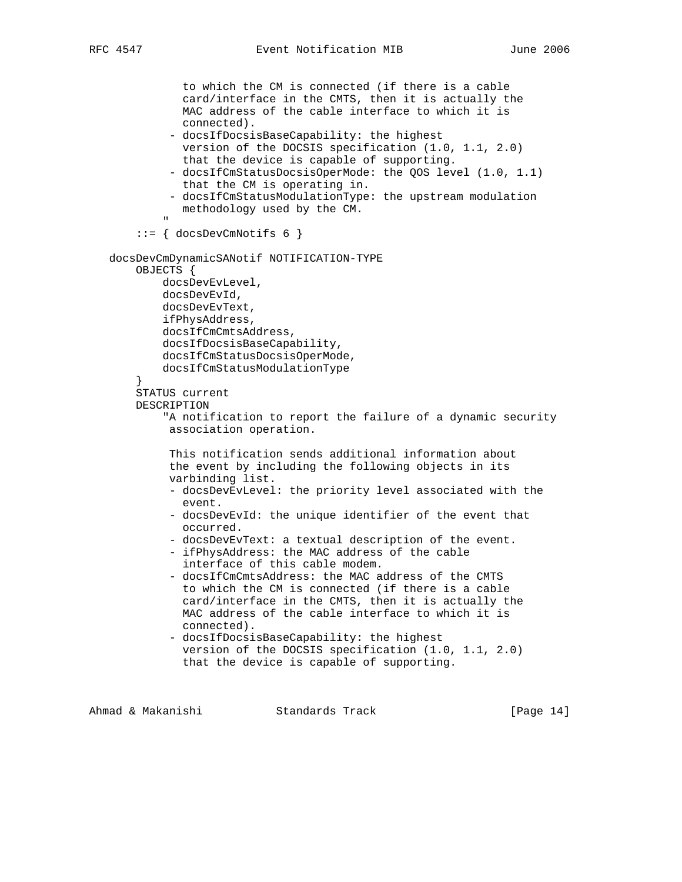```
             to which the CM is connected (if there is a cable
             card/interface in the CMTS, then it is actually the
             MAC address of the cable interface to which it is
             connected).
           - docsIfDocsisBaseCapability: the highest
             version of the DOCSIS specification (1.0, 1.1, 2.0)
             that the device is capable of supporting.
           - docsIfCmStatusDocsisOperMode: the QOS level (1.0, 1.1)
             that the CM is operating in.
           - docsIfCmStatusModulationType: the upstream modulation
             methodology used by the CM.
           "
       ::= { docsDevCmNotifs 6 }

   docsDevCmDynamicSANotif NOTIFICATION-TYPE
       OBJECTS {
           docsDevEvLevel,
           docsDevEvId,
           docsDevEvText,
           ifPhysAddress,
           docsIfCmCmtsAddress,
           docsIfDocsisBaseCapability,
           docsIfCmStatusDocsisOperMode,
           docsIfCmStatusModulationType
       }
       STATUS current
       DESCRIPTION
           "A notification to report the failure of a dynamic security
            association operation.

            This notification sends additional information about
            the event by including the following objects in its
            varbinding list.
           - docsDevEvLevel: the priority level associated with the
             event.
           - docsDevEvId: the unique identifier of the event that
             occurred.
           - docsDevEvText: a textual description of the event.
           - ifPhysAddress: the MAC address of the cable
             interface of this cable modem.
           - docsIfCmCmtsAddress: the MAC address of the CMTS
             to which the CM is connected (if there is a cable
             card/interface in the CMTS, then it is actually the
             MAC address of the cable interface to which it is
             connected).
           - docsIfDocsisBaseCapability: the highest
             version of the DOCSIS specification (1.0, 1.1, 2.0)
             that the device is capable of supporting.
```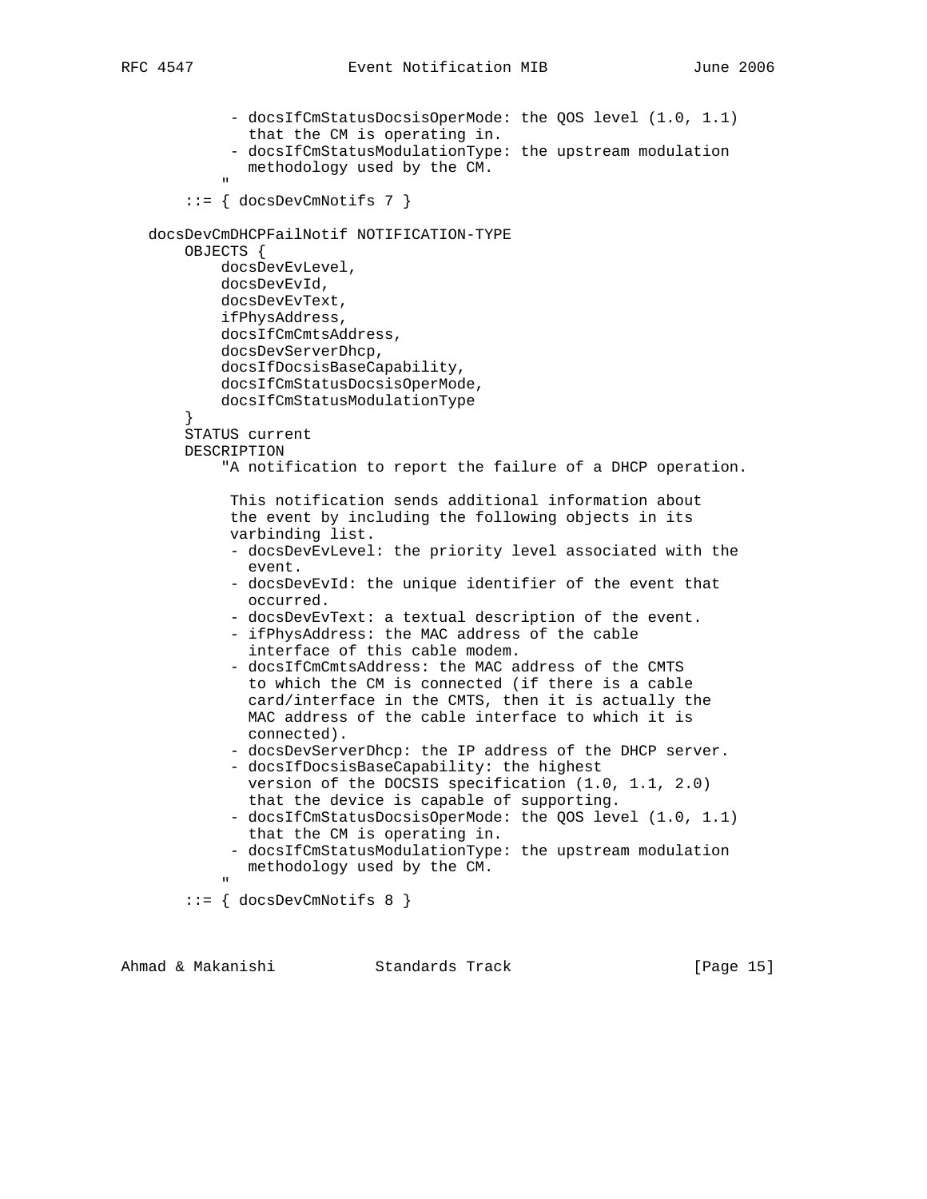```
            - docsIfCmStatusDocsisOperMode: the QOS level (1.0, 1.1)
              that the CM is operating in.
            - docsIfCmStatusModulationType: the upstream modulation
              methodology used by the CM.
           "
       ::= { docsDevCmNotifs 7 }

   docsDevCmDHCPFailNotif NOTIFICATION-TYPE
       OBJECTS {
           docsDevEvLevel,
           docsDevEvId,
           docsDevEvText,
           ifPhysAddress,
           docsIfCmCmtsAddress,
           docsDevServerDhcp,
           docsIfDocsisBaseCapability,
           docsIfCmStatusDocsisOperMode,
           docsIfCmStatusModulationType
       }
       STATUS current
       DESCRIPTION
           "A notification to report the failure of a DHCP operation.

            This notification sends additional information about
            the event by including the following objects in its
            varbinding list.
            - docsDevEvLevel: the priority level associated with the
              event.
            - docsDevEvId: the unique identifier of the event that
              occurred.
            - docsDevEvText: a textual description of the event.
            - ifPhysAddress: the MAC address of the cable
              interface of this cable modem.
            - docsIfCmCmtsAddress: the MAC address of the CMTS
              to which the CM is connected (if there is a cable
              card/interface in the CMTS, then it is actually the
              MAC address of the cable interface to which it is
              connected).
            - docsDevServerDhcp: the IP address of the DHCP server.
            - docsIfDocsisBaseCapability: the highest
              version of the DOCSIS specification (1.0, 1.1, 2.0)
              that the device is capable of supporting.
            - docsIfCmStatusDocsisOperMode: the QOS level (1.0, 1.1)
              that the CM is operating in.
            - docsIfCmStatusModulationType: the upstream modulation
              methodology used by the CM.
           "
       ::= { docsDevCmNotifs 8 }
```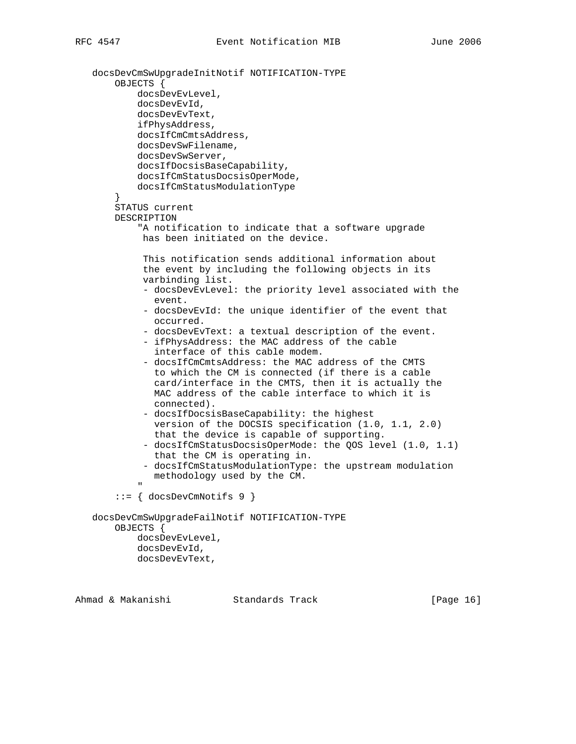```
   docsDevCmSwUpgradeInitNotif NOTIFICATION-TYPE
       OBJECTS {
           docsDevEvLevel,
           docsDevEvId,
           docsDevEvText,
           ifPhysAddress,
           docsIfCmCmtsAddress,
           docsDevSwFilename,
           docsDevSwServer,
           docsIfDocsisBaseCapability,
           docsIfCmStatusDocsisOperMode,
           docsIfCmStatusModulationType
       }
       STATUS current
       DESCRIPTION
           "A notification to indicate that a software upgrade
            has been initiated on the device.

            This notification sends additional information about
            the event by including the following objects in its
            varbinding list.
            - docsDevEvLevel: the priority level associated with the
              event.
            - docsDevEvId: the unique identifier of the event that
              occurred.
            - docsDevEvText: a textual description of the event.
            - ifPhysAddress: the MAC address of the cable
              interface of this cable modem.
            - docsIfCmCmtsAddress: the MAC address of the CMTS
              to which the CM is connected (if there is a cable
              card/interface in the CMTS, then it is actually the
              MAC address of the cable interface to which it is
              connected).
            - docsIfDocsisBaseCapability: the highest
              version of the DOCSIS specification (1.0, 1.1, 2.0)
              that the device is capable of supporting.
            - docsIfCmStatusDocsisOperMode: the QOS level (1.0, 1.1)
              that the CM is operating in.
            - docsIfCmStatusModulationType: the upstream modulation
              methodology used by the CM.
           "
       ::= { docsDevCmNotifs 9 }

   docsDevCmSwUpgradeFailNotif NOTIFICATION-TYPE
       OBJECTS {
           docsDevEvLevel,
           docsDevEvId,
           docsDevEvText,
```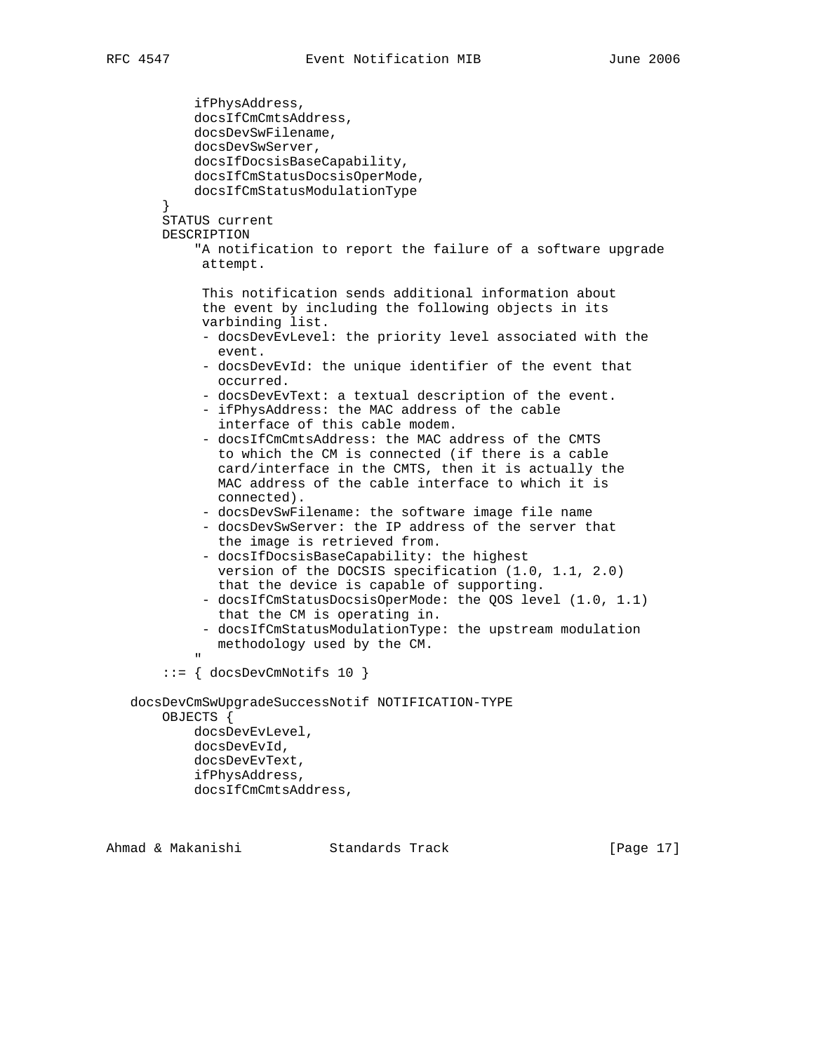```
           ifPhysAddress,
           docsIfCmCmtsAddress,
           docsDevSwFilename,
           docsDevSwServer,
           docsIfDocsisBaseCapability,
           docsIfCmStatusDocsisOperMode,
           docsIfCmStatusModulationType
       }
       STATUS current
       DESCRIPTION
           "A notification to report the failure of a software upgrade
            attempt.

            This notification sends additional information about
            the event by including the following objects in its
            varbinding list.
            - docsDevEvLevel: the priority level associated with the
              event.
            - docsDevEvId: the unique identifier of the event that
              occurred.
            - docsDevEvText: a textual description of the event.
            - ifPhysAddress: the MAC address of the cable
              interface of this cable modem.
            - docsIfCmCmtsAddress: the MAC address of the CMTS
              to which the CM is connected (if there is a cable
              card/interface in the CMTS, then it is actually the
              MAC address of the cable interface to which it is
              connected).
            - docsDevSwFilename: the software image file name
            - docsDevSwServer: the IP address of the server that
              the image is retrieved from.
            - docsIfDocsisBaseCapability: the highest
              version of the DOCSIS specification (1.0, 1.1, 2.0)
              that the device is capable of supporting.
            - docsIfCmStatusDocsisOperMode: the QOS level (1.0, 1.1)
              that the CM is operating in.
            - docsIfCmStatusModulationType: the upstream modulation
              methodology used by the CM.
           "
       ::= { docsDevCmNotifs 10 }

   docsDevCmSwUpgradeSuccessNotif NOTIFICATION-TYPE
       OBJECTS {
           docsDevEvLevel,
           docsDevEvId,
           docsDevEvText,
           ifPhysAddress,
           docsIfCmCmtsAddress,
```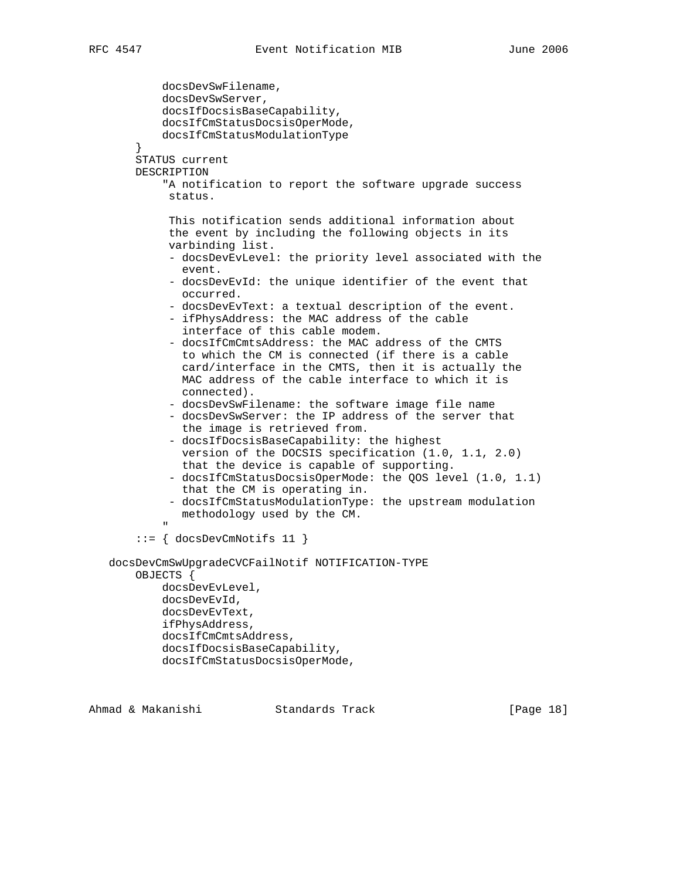```
            docsDevSwFilename,
            docsDevSwServer,
            docsIfDocsisBaseCapability,
            docsIfCmStatusDocsisOperMode,
            docsIfCmStatusModulationType
        }
        STATUS current
        DESCRIPTION
            "A notification to report the software upgrade success
             status.

             This notification sends additional information about
             the event by including the following objects in its
             varbinding list.
             - docsDevEvLevel: the priority level associated with the
               event.
             - docsDevEvId: the unique identifier of the event that
               occurred.
             - docsDevEvText: a textual description of the event.
             - ifPhysAddress: the MAC address of the cable
               interface of this cable modem.
             - docsIfCmCmtsAddress: the MAC address of the CMTS
               to which the CM is connected (if there is a cable
               card/interface in the CMTS, then it is actually the
               MAC address of the cable interface to which it is
               connected).
             - docsDevSwFilename: the software image file name
             - docsDevSwServer: the IP address of the server that
               the image is retrieved from.
             - docsIfDocsisBaseCapability: the highest
               version of the DOCSIS specification (1.0, 1.1, 2.0)
               that the device is capable of supporting.
             - docsIfCmStatusDocsisOperMode: the QOS level (1.0, 1.1)
               that the CM is operating in.
             - docsIfCmStatusModulationType: the upstream modulation
               methodology used by the CM.
            "
        ::= { docsDevCmNotifs 11 }

    docsDevCmSwUpgradeCVCFailNotif NOTIFICATION-TYPE
        OBJECTS {
            docsDevEvLevel,
            docsDevEvId,
            docsDevEvText,
            ifPhysAddress,
            docsIfCmCmtsAddress,
            docsIfDocsisBaseCapability,
            docsIfCmStatusDocsisOperMode,
```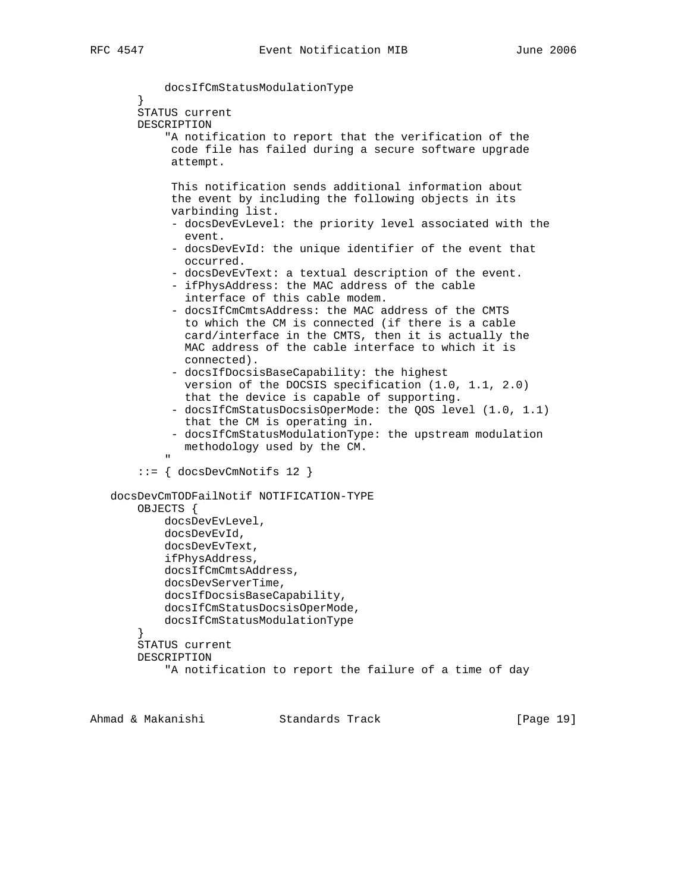```
           docsIfCmStatusModulationType
       }
       STATUS current
       DESCRIPTION
           "A notification to report that the verification of the
            code file has failed during a secure software upgrade
            attempt.

            This notification sends additional information about
            the event by including the following objects in its
            varbinding list.
            - docsDevEvLevel: the priority level associated with the
              event.
            - docsDevEvId: the unique identifier of the event that
              occurred.
            - docsDevEvText: a textual description of the event.
            - ifPhysAddress: the MAC address of the cable
              interface of this cable modem.
            - docsIfCmCmtsAddress: the MAC address of the CMTS
              to which the CM is connected (if there is a cable
              card/interface in the CMTS, then it is actually the
              MAC address of the cable interface to which it is
              connected).
            - docsIfDocsisBaseCapability: the highest
              version of the DOCSIS specification (1.0, 1.1, 2.0)
              that the device is capable of supporting.
            - docsIfCmStatusDocsisOperMode: the QOS level (1.0, 1.1)
              that the CM is operating in.
            - docsIfCmStatusModulationType: the upstream modulation
              methodology used by the CM.
           "
       ::= { docsDevCmNotifs 12 }

   docsDevCmTODFailNotif NOTIFICATION-TYPE
       OBJECTS {
           docsDevEvLevel,
           docsDevEvId,
           docsDevEvText,
           ifPhysAddress,
           docsIfCmCmtsAddress,
           docsDevServerTime,
           docsIfDocsisBaseCapability,
           docsIfCmStatusDocsisOperMode,
           docsIfCmStatusModulationType
       }
       STATUS current
       DESCRIPTION
           "A notification to report the failure of a time of day
```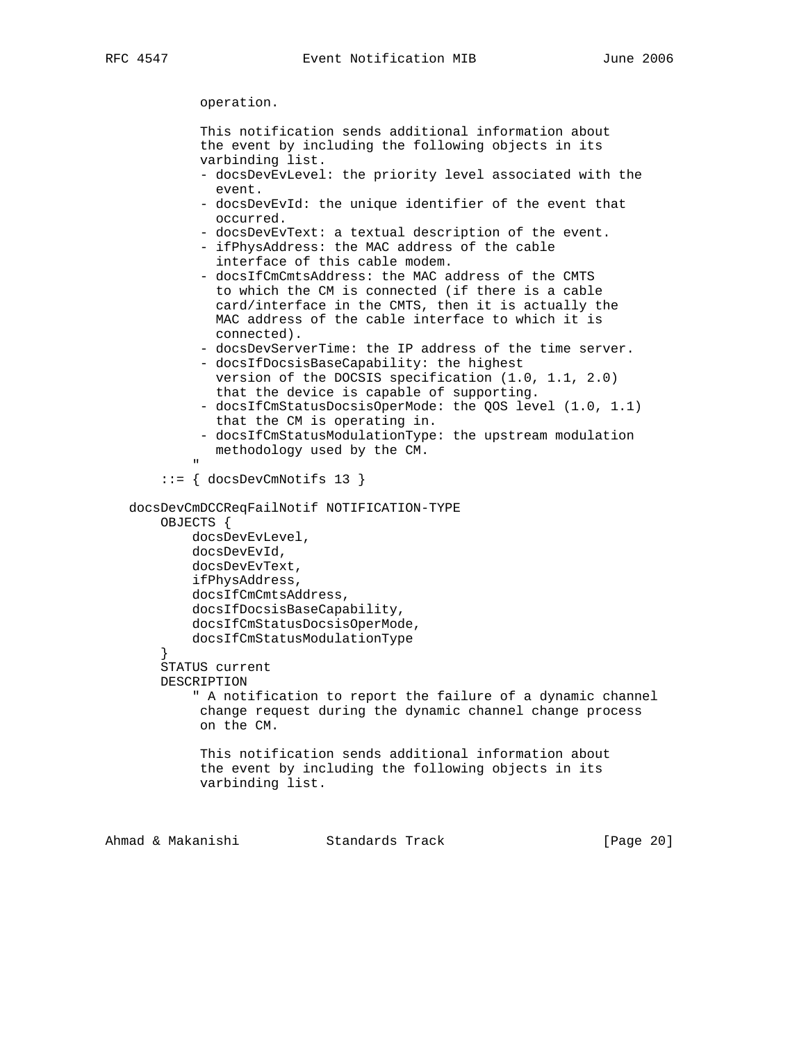```
           operation.

           This notification sends additional information about
           the event by including the following objects in its
           varbinding list.
           - docsDevEvLevel: the priority level associated with the
             event.
           - docsDevEvId: the unique identifier of the event that
             occurred.
           - docsDevEvText: a textual description of the event.
           - ifPhysAddress: the MAC address of the cable
             interface of this cable modem.
           - docsIfCmCmtsAddress: the MAC address of the CMTS
             to which the CM is connected (if there is a cable
             card/interface in the CMTS, then it is actually the
             MAC address of the cable interface to which it is
             connected).
           - docsDevServerTime: the IP address of the time server.
           - docsIfDocsisBaseCapability: the highest
             version of the DOCSIS specification (1.0, 1.1, 2.0)
             that the device is capable of supporting.
           - docsIfCmStatusDocsisOperMode: the QOS level (1.0, 1.1)
             that the CM is operating in.
           - docsIfCmStatusModulationType: the upstream modulation
             methodology used by the CM.
           "
       ::= { docsDevCmNotifs 13 }

   docsDevCmDCCReqFailNotif NOTIFICATION-TYPE
       OBJECTS {
           docsDevEvLevel,
           docsDevEvId,
           docsDevEvText,
           ifPhysAddress,
           docsIfCmCmtsAddress,
           docsIfDocsisBaseCapability,
           docsIfCmStatusDocsisOperMode,
           docsIfCmStatusModulationType
       }
       STATUS current
       DESCRIPTION
           " A notification to report the failure of a dynamic channel
            change request during the dynamic channel change process
            on the CM.

            This notification sends additional information about
            the event by including the following objects in its
            varbinding list.
```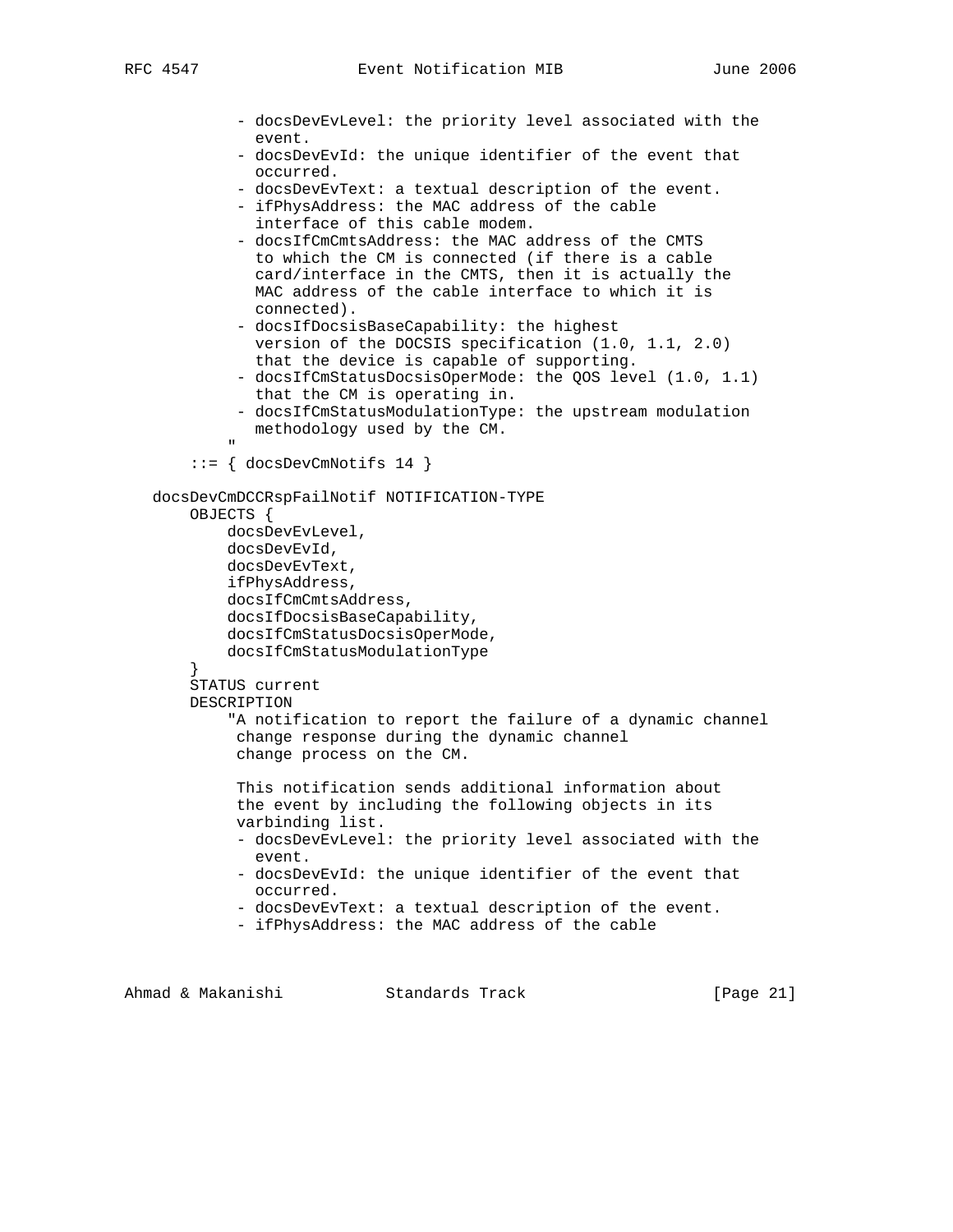```
           - docsDevEvLevel: the priority level associated with the
             event.
           - docsDevEvId: the unique identifier of the event that
             occurred.
           - docsDevEvText: a textual description of the event.
           - ifPhysAddress: the MAC address of the cable
             interface of this cable modem.
           - docsIfCmCmtsAddress: the MAC address of the CMTS
             to which the CM is connected (if there is a cable
             card/interface in the CMTS, then it is actually the
             MAC address of the cable interface to which it is
             connected).
           - docsIfDocsisBaseCapability: the highest
             version of the DOCSIS specification (1.0, 1.1, 2.0)
             that the device is capable of supporting.
           - docsIfCmStatusDocsisOperMode: the QOS level (1.0, 1.1)
             that the CM is operating in.
           - docsIfCmStatusModulationType: the upstream modulation
             methodology used by the CM.
           "
       ::= { docsDevCmNotifs 14 }

   docsDevCmDCCRspFailNotif NOTIFICATION-TYPE
       OBJECTS {
           docsDevEvLevel,
           docsDevEvId,
           docsDevEvText,
           ifPhysAddress,
           docsIfCmCmtsAddress,
           docsIfDocsisBaseCapability,
           docsIfCmStatusDocsisOperMode,
           docsIfCmStatusModulationType
       }
       STATUS current
       DESCRIPTION
           "A notification to report the failure of a dynamic channel
            change response during the dynamic channel
            change process on the CM.

            This notification sends additional information about
            the event by including the following objects in its
            varbinding list.
           - docsDevEvLevel: the priority level associated with the
             event.
           - docsDevEvId: the unique identifier of the event that
             occurred.
           - docsDevEvText: a textual description of the event.
           - ifPhysAddress: the MAC address of the cable
```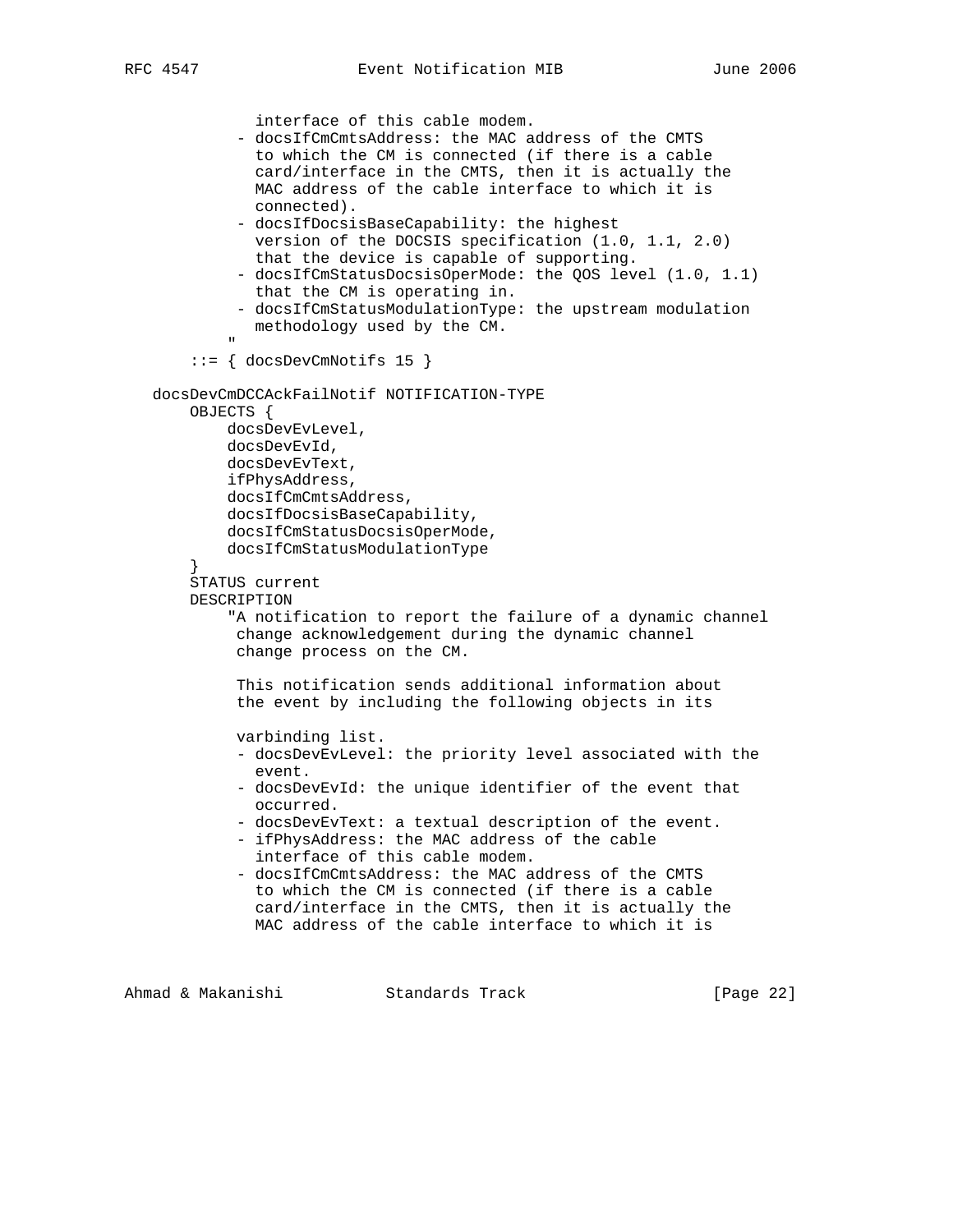```
              interface of this cable modem.
            - docsIfCmCmtsAddress: the MAC address of the CMTS
              to which the CM is connected (if there is a cable
              card/interface in the CMTS, then it is actually the
              MAC address of the cable interface to which it is
              connected).
            - docsIfDocsisBaseCapability: the highest
              version of the DOCSIS specification (1.0, 1.1, 2.0)
              that the device is capable of supporting.
            - docsIfCmStatusDocsisOperMode: the QOS level (1.0, 1.1)
              that the CM is operating in.
            - docsIfCmStatusModulationType: the upstream modulation
              methodology used by the CM.
            "
       ::= { docsDevCmNotifs 15 }

   docsDevCmDCCAckFailNotif NOTIFICATION-TYPE
       OBJECTS {
           docsDevEvLevel,
           docsDevEvId,
           docsDevEvText,
           ifPhysAddress,
           docsIfCmCmtsAddress,
           docsIfDocsisBaseCapability,
           docsIfCmStatusDocsisOperMode,
           docsIfCmStatusModulationType
       }
       STATUS current
       DESCRIPTION
           "A notification to report the failure of a dynamic channel
            change acknowledgement during the dynamic channel
            change process on the CM.

            This notification sends additional information about
            the event by including the following objects in its

            varbinding list.
            - docsDevEvLevel: the priority level associated with the
              event.
            - docsDevEvId: the unique identifier of the event that
              occurred.
            - docsDevEvText: a textual description of the event.
            - ifPhysAddress: the MAC address of the cable
              interface of this cable modem.
            - docsIfCmCmtsAddress: the MAC address of the CMTS
              to which the CM is connected (if there is a cable
              card/interface in the CMTS, then it is actually the
              MAC address of the cable interface to which it is
```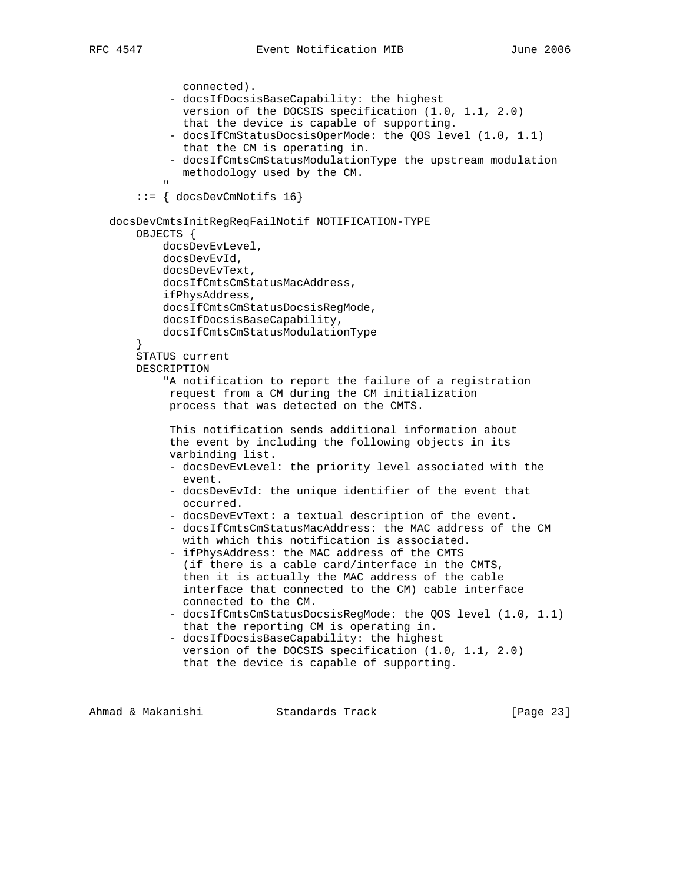```
              connected).
            - docsIfDocsisBaseCapability: the highest
              version of the DOCSIS specification (1.0, 1.1, 2.0)
              that the device is capable of supporting.
            - docsIfCmStatusDocsisOperMode: the QOS level (1.0, 1.1)
              that the CM is operating in.
            - docsIfCmtsCmStatusModulationType the upstream modulation
              methodology used by the CM.
            "
        ::= { docsDevCmNotifs 16}

   docsDevCmtsInitRegReqFailNotif NOTIFICATION-TYPE
        OBJECTS {
            docsDevEvLevel,
            docsDevEvId,
            docsDevEvText,
            docsIfCmtsCmStatusMacAddress,
            ifPhysAddress,
            docsIfCmtsCmStatusDocsisRegMode,
            docsIfDocsisBaseCapability,
            docsIfCmtsCmStatusModulationType
        }
        STATUS current
        DESCRIPTION
            "A notification to report the failure of a registration
             request from a CM during the CM initialization
             process that was detected on the CMTS.

             This notification sends additional information about
             the event by including the following objects in its
             varbinding list.
            - docsDevEvLevel: the priority level associated with the
              event.
            - docsDevEvId: the unique identifier of the event that
              occurred.
            - docsDevEvText: a textual description of the event.
            - docsIfCmtsCmStatusMacAddress: the MAC address of the CM
              with which this notification is associated.
            - ifPhysAddress: the MAC address of the CMTS
              (if there is a cable card/interface in the CMTS,
              then it is actually the MAC address of the cable
              interface that connected to the CM) cable interface
              connected to the CM.
            - docsIfCmtsCmStatusDocsisRegMode: the QOS level (1.0, 1.1)
              that the reporting CM is operating in.
            - docsIfDocsisBaseCapability: the highest
              version of the DOCSIS specification (1.0, 1.1, 2.0)
              that the device is capable of supporting.
```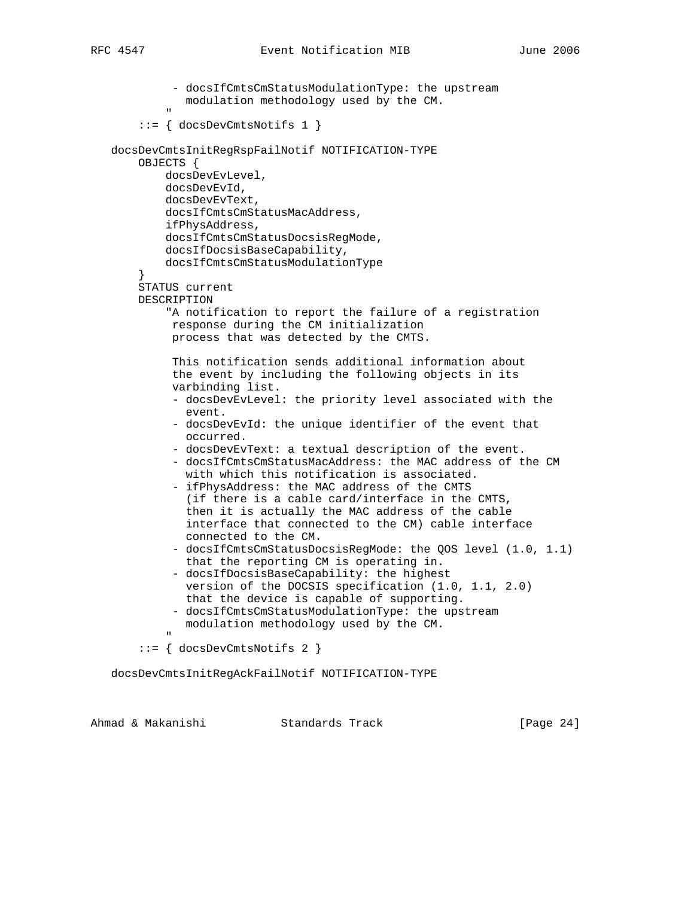```
             - docsIfCmtsCmStatusModulationType: the upstream
               modulation methodology used by the CM.
            "
        ::= { docsDevCmtsNotifs 1 }

   docsDevCmtsInitRegRspFailNotif NOTIFICATION-TYPE
        OBJECTS {
            docsDevEvLevel,
            docsDevEvId,
            docsDevEvText,
            docsIfCmtsCmStatusMacAddress,
            ifPhysAddress,
            docsIfCmtsCmStatusDocsisRegMode,
            docsIfDocsisBaseCapability,
            docsIfCmtsCmStatusModulationType
        }
        STATUS current
        DESCRIPTION
            "A notification to report the failure of a registration
             response during the CM initialization
             process that was detected by the CMTS.

             This notification sends additional information about
             the event by including the following objects in its
             varbinding list.
             - docsDevEvLevel: the priority level associated with the
               event.
             - docsDevEvId: the unique identifier of the event that
               occurred.
             - docsDevEvText: a textual description of the event.
             - docsIfCmtsCmStatusMacAddress: the MAC address of the CM
               with which this notification is associated.
             - ifPhysAddress: the MAC address of the CMTS
               (if there is a cable card/interface in the CMTS,
               then it is actually the MAC address of the cable
               interface that connected to the CM) cable interface
               connected to the CM.
             - docsIfCmtsCmStatusDocsisRegMode: the QOS level (1.0, 1.1)
               that the reporting CM is operating in.
             - docsIfDocsisBaseCapability: the highest
               version of the DOCSIS specification (1.0, 1.1, 2.0)
               that the device is capable of supporting.
             - docsIfCmtsCmStatusModulationType: the upstream
               modulation methodology used by the CM.
            "
        ::= { docsDevCmtsNotifs 2 }

   docsDevCmtsInitRegAckFailNotif NOTIFICATION-TYPE
```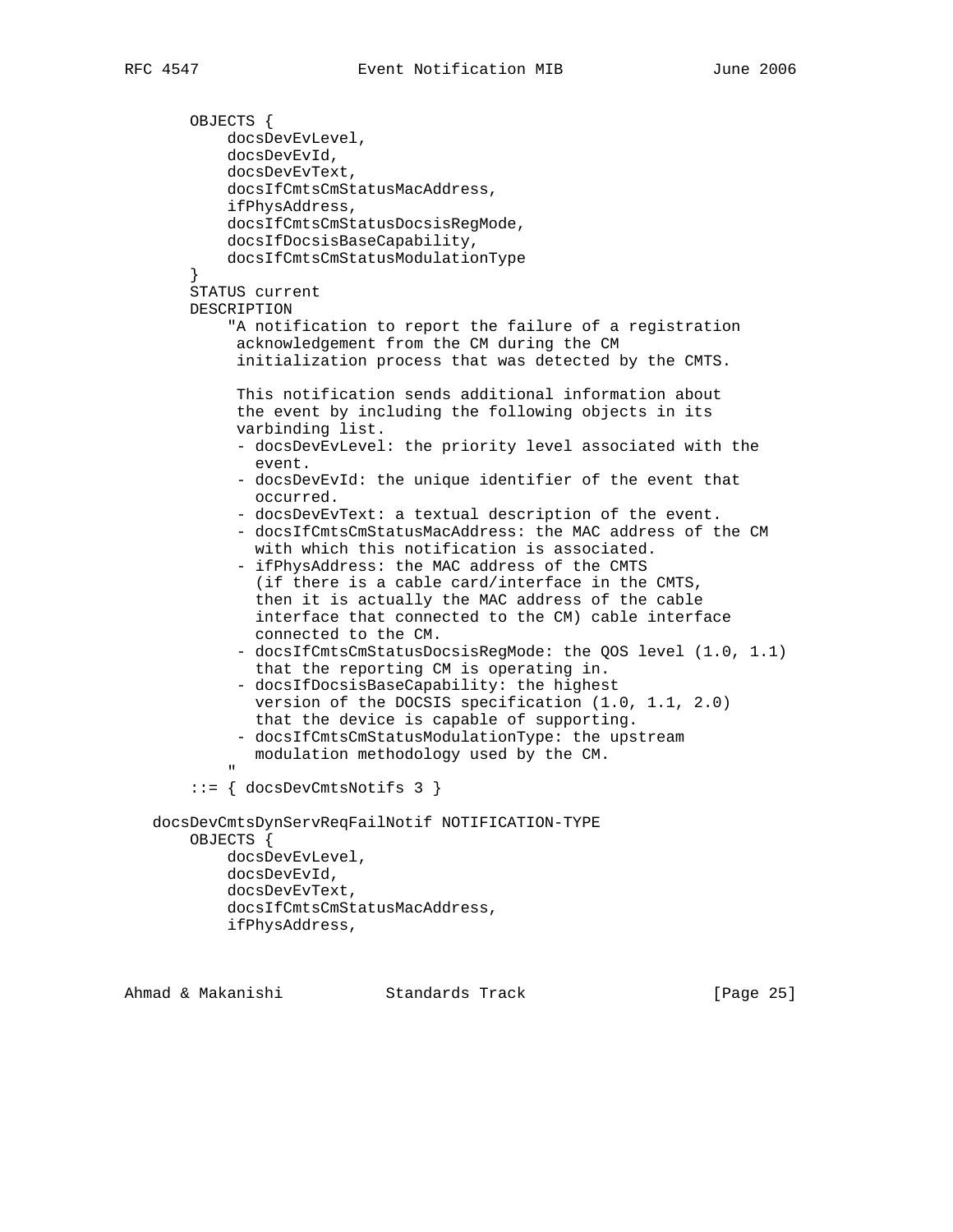```
       OBJECTS {
           docsDevEvLevel,
           docsDevEvId,
           docsDevEvText,
           docsIfCmtsCmStatusMacAddress,
           ifPhysAddress,
           docsIfCmtsCmStatusDocsisRegMode,
           docsIfDocsisBaseCapability,
           docsIfCmtsCmStatusModulationType
       }
       STATUS current
       DESCRIPTION
           "A notification to report the failure of a registration
            acknowledgement from the CM during the CM
            initialization process that was detected by the CMTS.

            This notification sends additional information about
            the event by including the following objects in its
            varbinding list.
            - docsDevEvLevel: the priority level associated with the
              event.
            - docsDevEvId: the unique identifier of the event that
              occurred.
            - docsDevEvText: a textual description of the event.
            - docsIfCmtsCmStatusMacAddress: the MAC address of the CM
              with which this notification is associated.
            - ifPhysAddress: the MAC address of the CMTS
              (if there is a cable card/interface in the CMTS,
              then it is actually the MAC address of the cable
              interface that connected to the CM) cable interface
              connected to the CM.
            - docsIfCmtsCmStatusDocsisRegMode: the QOS level (1.0, 1.1)
              that the reporting CM is operating in.
            - docsIfDocsisBaseCapability: the highest
              version of the DOCSIS specification (1.0, 1.1, 2.0)
              that the device is capable of supporting.
            - docsIfCmtsCmStatusModulationType: the upstream
              modulation methodology used by the CM.
           "
       ::= { docsDevCmtsNotifs 3 }

   docsDevCmtsDynServReqFailNotif NOTIFICATION-TYPE
       OBJECTS {
           docsDevEvLevel,
           docsDevEvId,
           docsDevEvText,
           docsIfCmtsCmStatusMacAddress,
           ifPhysAddress,
```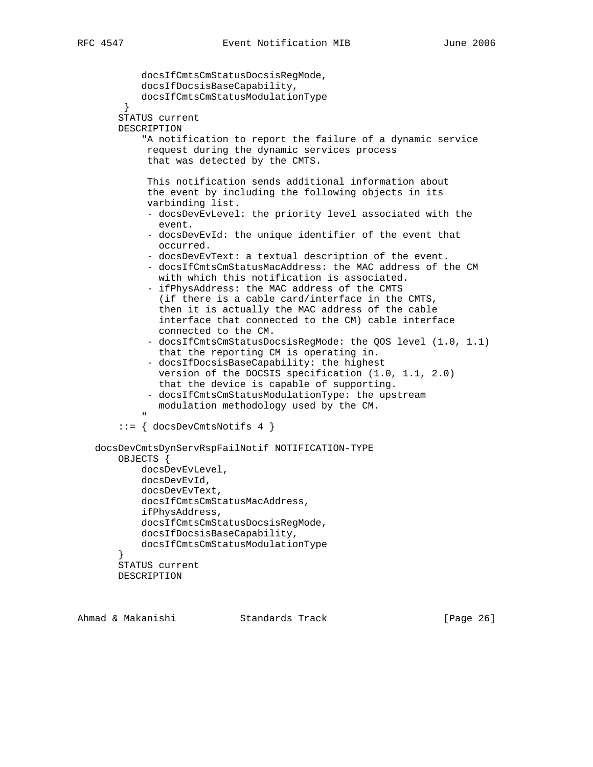```
            docsIfCmtsCmStatusDocsisRegMode,
            docsIfDocsisBaseCapability,
            docsIfCmtsCmStatusModulationType
         }
        STATUS current
        DESCRIPTION
            "A notification to report the failure of a dynamic service
             request during the dynamic services process
             that was detected by the CMTS.

             This notification sends additional information about
             the event by including the following objects in its
             varbinding list.
             - docsDevEvLevel: the priority level associated with the
               event.
             - docsDevEvId: the unique identifier of the event that
               occurred.
             - docsDevEvText: a textual description of the event.
             - docsIfCmtsCmStatusMacAddress: the MAC address of the CM
               with which this notification is associated.
             - ifPhysAddress: the MAC address of the CMTS
               (if there is a cable card/interface in the CMTS,
               then it is actually the MAC address of the cable
               interface that connected to the CM) cable interface
               connected to the CM.
             - docsIfCmtsCmStatusDocsisRegMode: the QOS level (1.0, 1.1)
               that the reporting CM is operating in.
             - docsIfDocsisBaseCapability: the highest
               version of the DOCSIS specification (1.0, 1.1, 2.0)
               that the device is capable of supporting.
             - docsIfCmtsCmStatusModulationType: the upstream
               modulation methodology used by the CM.
            "
        ::= { docsDevCmtsNotifs 4 }

    docsDevCmtsDynServRspFailNotif NOTIFICATION-TYPE
        OBJECTS {
            docsDevEvLevel,
            docsDevEvId,
            docsDevEvText,
            docsIfCmtsCmStatusMacAddress,
            ifPhysAddress,
            docsIfCmtsCmStatusDocsisRegMode,
            docsIfDocsisBaseCapability,
            docsIfCmtsCmStatusModulationType
        }
        STATUS current
        DESCRIPTION
```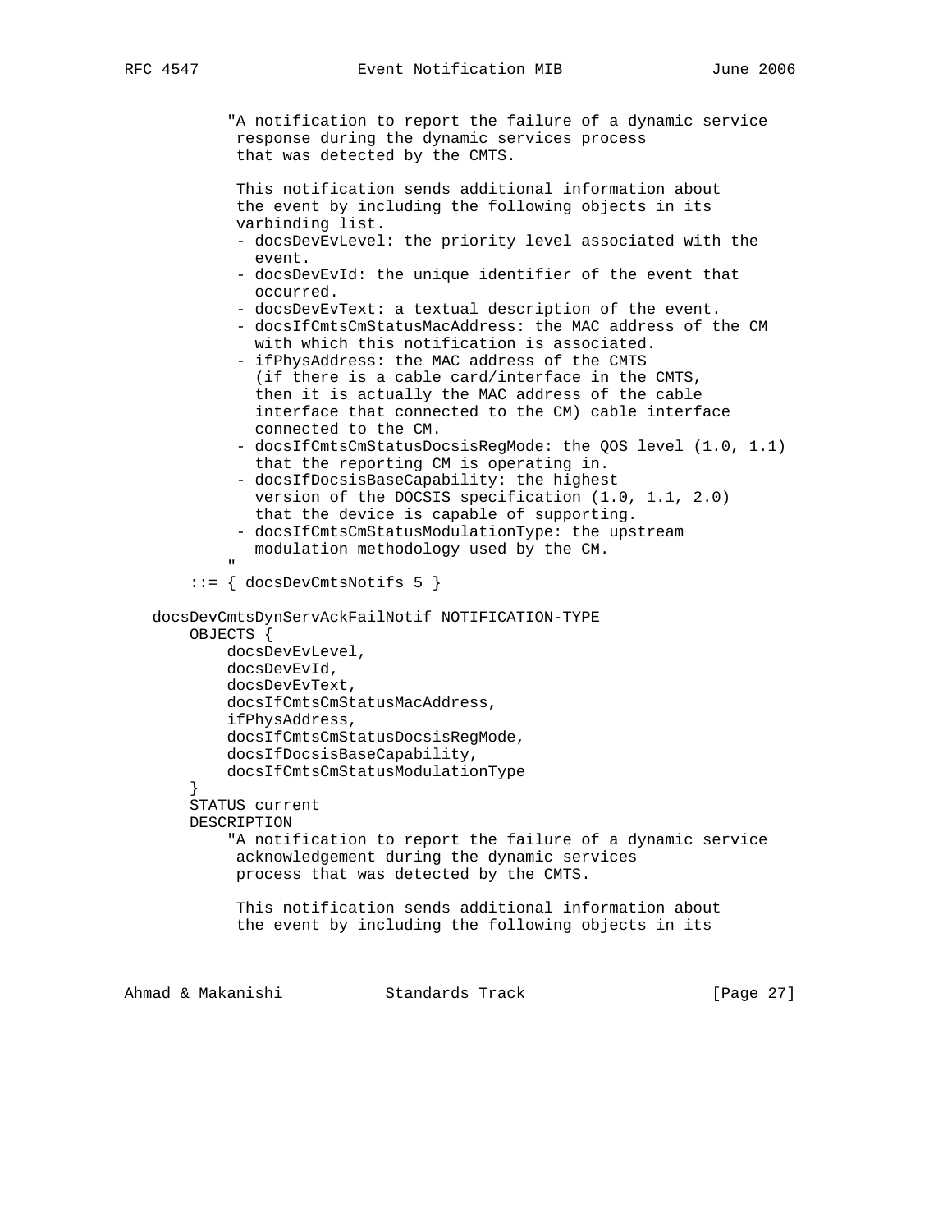```
           "A notification to report the failure of a dynamic service
            response during the dynamic services process
            that was detected by the CMTS.

            This notification sends additional information about
            the event by including the following objects in its
            varbinding list.
            - docsDevEvLevel: the priority level associated with the
              event.
            - docsDevEvId: the unique identifier of the event that
              occurred.
            - docsDevEvText: a textual description of the event.
            - docsIfCmtsCmStatusMacAddress: the MAC address of the CM
              with which this notification is associated.
            - ifPhysAddress: the MAC address of the CMTS
              (if there is a cable card/interface in the CMTS,
              then it is actually the MAC address of the cable
              interface that connected to the CM) cable interface
              connected to the CM.
            - docsIfCmtsCmStatusDocsisRegMode: the QOS level (1.0, 1.1)
              that the reporting CM is operating in.
            - docsIfDocsisBaseCapability: the highest
              version of the DOCSIS specification (1.0, 1.1, 2.0)
              that the device is capable of supporting.
            - docsIfCmtsCmStatusModulationType: the upstream
              modulation methodology used by the CM.
           "
       ::= { docsDevCmtsNotifs 5 }

   docsDevCmtsDynServAckFailNotif NOTIFICATION-TYPE
       OBJECTS {
           docsDevEvLevel,
           docsDevEvId,
           docsDevEvText,
           docsIfCmtsCmStatusMacAddress,
           ifPhysAddress,
           docsIfCmtsCmStatusDocsisRegMode,
           docsIfDocsisBaseCapability,
           docsIfCmtsCmStatusModulationType
       }
       STATUS current
       DESCRIPTION
           "A notification to report the failure of a dynamic service
            acknowledgement during the dynamic services
            process that was detected by the CMTS.

            This notification sends additional information about
            the event by including the following objects in its
```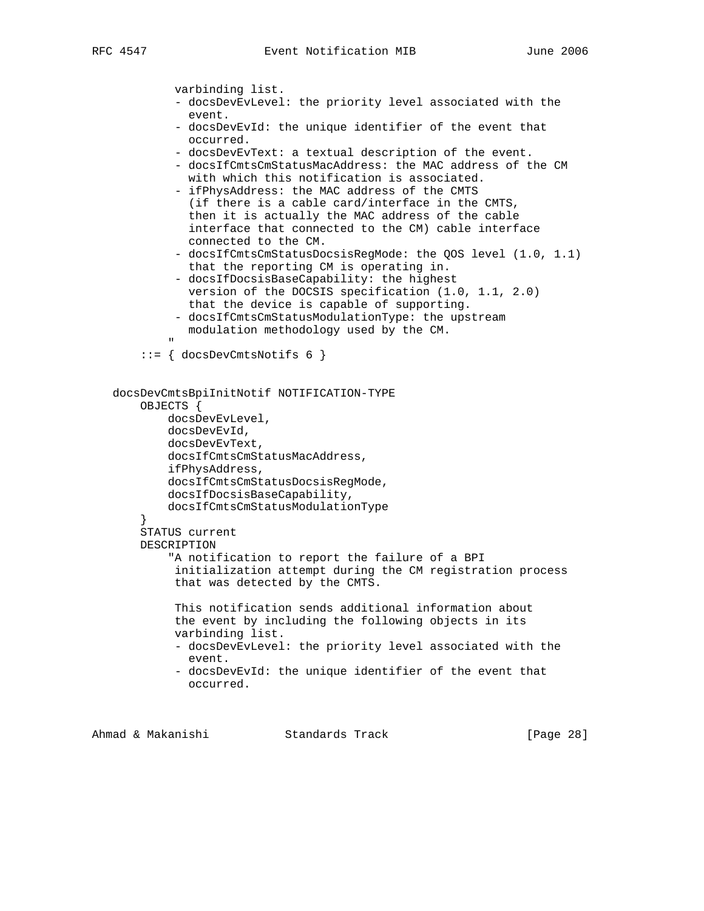```
            varbinding list.
          - docsDevEvLevel: the priority level associated with the
            event.
          - docsDevEvId: the unique identifier of the event that
            occurred.
          - docsDevEvText: a textual description of the event.
          - docsIfCmtsCmStatusMacAddress: the MAC address of the CM
            with which this notification is associated.
          - ifPhysAddress: the MAC address of the CMTS
            (if there is a cable card/interface in the CMTS,
            then it is actually the MAC address of the cable
            interface that connected to the CM) cable interface
            connected to the CM.
          - docsIfCmtsCmStatusDocsisRegMode: the QOS level (1.0, 1.1)
            that the reporting CM is operating in.
          - docsIfDocsisBaseCapability: the highest
            version of the DOCSIS specification (1.0, 1.1, 2.0)
            that the device is capable of supporting.
          - docsIfCmtsCmStatusModulationType: the upstream
            modulation methodology used by the CM.
          "
      ::= { docsDevCmtsNotifs 6 }


  docsDevCmtsBpiInitNotif NOTIFICATION-TYPE
      OBJECTS {
          docsDevEvLevel,
          docsDevEvId,
          docsDevEvText,
          docsIfCmtsCmStatusMacAddress,
          ifPhysAddress,
          docsIfCmtsCmStatusDocsisRegMode,
          docsIfDocsisBaseCapability,
          docsIfCmtsCmStatusModulationType
      }
      STATUS current
      DESCRIPTION
          "A notification to report the failure of a BPI
           initialization attempt during the CM registration process
           that was detected by the CMTS.

           This notification sends additional information about
           the event by including the following objects in its
           varbinding list.
          - docsDevEvLevel: the priority level associated with the
            event.
          - docsDevEvId: the unique identifier of the event that
            occurred.
```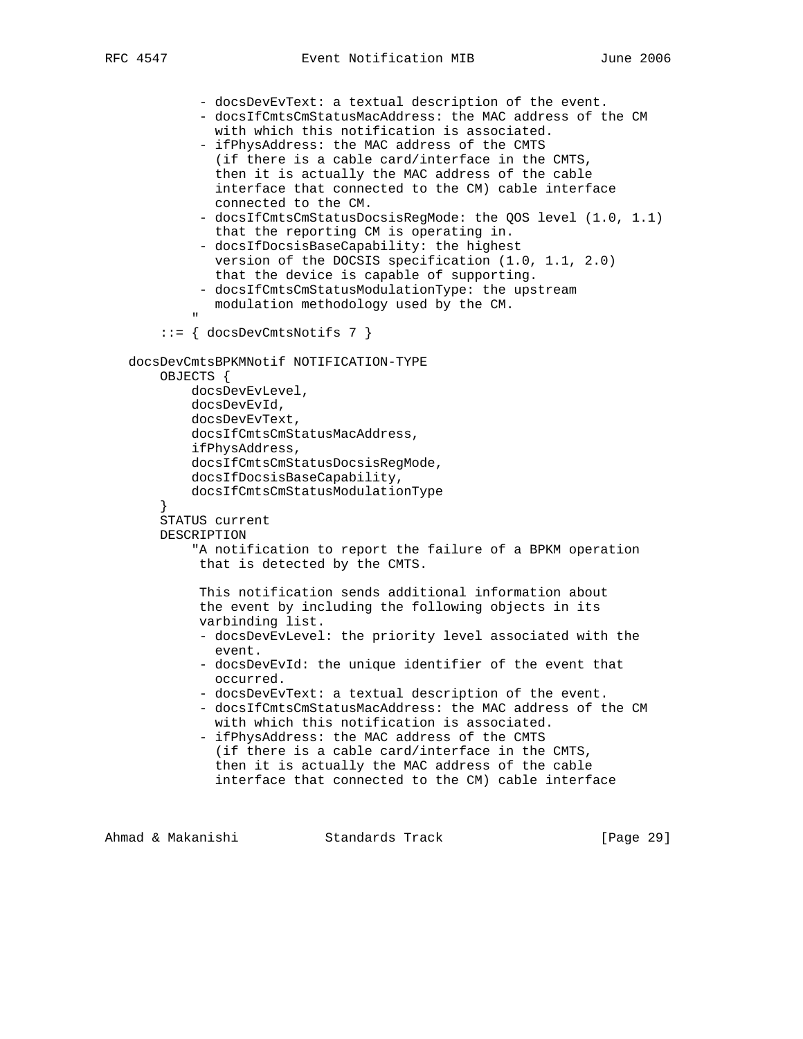```
           - docsDevEvText: a textual description of the event.
           - docsIfCmtsCmStatusMacAddress: the MAC address of the CM
             with which this notification is associated.
           - ifPhysAddress: the MAC address of the CMTS
             (if there is a cable card/interface in the CMTS,
             then it is actually the MAC address of the cable
             interface that connected to the CM) cable interface
             connected to the CM.
           - docsIfCmtsCmStatusDocsisRegMode: the QOS level (1.0, 1.1)
             that the reporting CM is operating in.
           - docsIfDocsisBaseCapability: the highest
             version of the DOCSIS specification (1.0, 1.1, 2.0)
             that the device is capable of supporting.
           - docsIfCmtsCmStatusModulationType: the upstream
             modulation methodology used by the CM.
          "
      ::= { docsDevCmtsNotifs 7 }

  docsDevCmtsBPKMNotif NOTIFICATION-TYPE
      OBJECTS {
          docsDevEvLevel,
          docsDevEvId,
          docsDevEvText,
          docsIfCmtsCmStatusMacAddress,
          ifPhysAddress,
          docsIfCmtsCmStatusDocsisRegMode,
          docsIfDocsisBaseCapability,
          docsIfCmtsCmStatusModulationType
      }
      STATUS current
      DESCRIPTION
          "A notification to report the failure of a BPKM operation
           that is detected by the CMTS.

           This notification sends additional information about
           the event by including the following objects in its
           varbinding list.
           - docsDevEvLevel: the priority level associated with the
             event.
           - docsDevEvId: the unique identifier of the event that
             occurred.
           - docsDevEvText: a textual description of the event.
           - docsIfCmtsCmStatusMacAddress: the MAC address of the CM
             with which this notification is associated.
           - ifPhysAddress: the MAC address of the CMTS
             (if there is a cable card/interface in the CMTS,
             then it is actually the MAC address of the cable
             interface that connected to the CM) cable interface
```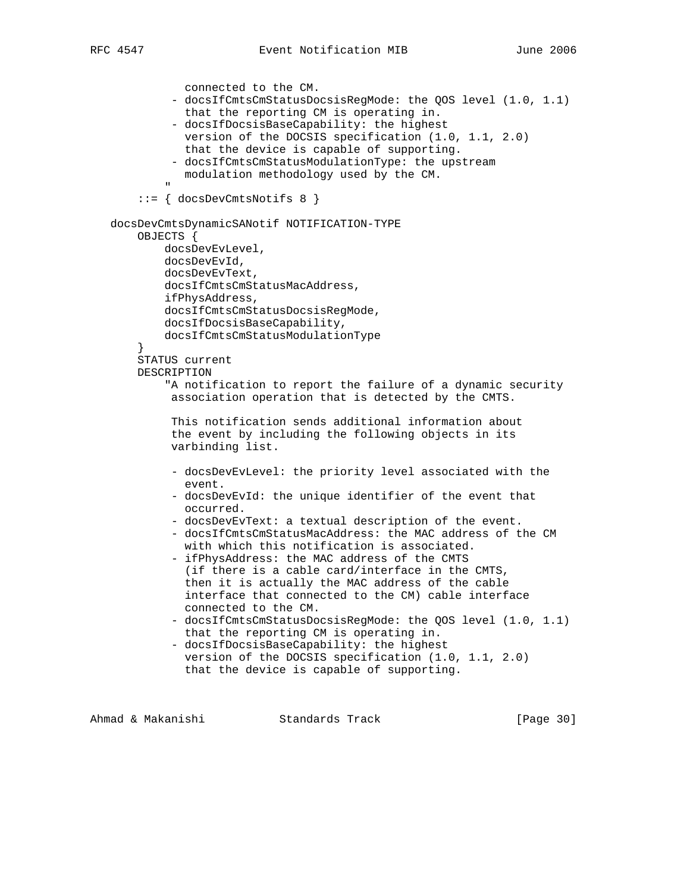```
             connected to the CM.
           - docsIfCmtsCmStatusDocsisRegMode: the QOS level (1.0, 1.1)
             that the reporting CM is operating in.
           - docsIfDocsisBaseCapability: the highest
             version of the DOCSIS specification (1.0, 1.1, 2.0)
             that the device is capable of supporting.
           - docsIfCmtsCmStatusModulationType: the upstream
             modulation methodology used by the CM.
           "
       ::= { docsDevCmtsNotifs 8 }

   docsDevCmtsDynamicSANotif NOTIFICATION-TYPE
       OBJECTS {
           docsDevEvLevel,
           docsDevEvId,
           docsDevEvText,
           docsIfCmtsCmStatusMacAddress,
           ifPhysAddress,
           docsIfCmtsCmStatusDocsisRegMode,
           docsIfDocsisBaseCapability,
           docsIfCmtsCmStatusModulationType
       }
       STATUS current
       DESCRIPTION
           "A notification to report the failure of a dynamic security
            association operation that is detected by the CMTS.

            This notification sends additional information about
            the event by including the following objects in its
            varbinding list.

            - docsDevEvLevel: the priority level associated with the
              event.
            - docsDevEvId: the unique identifier of the event that
              occurred.
            - docsDevEvText: a textual description of the event.
            - docsIfCmtsCmStatusMacAddress: the MAC address of the CM
              with which this notification is associated.
            - ifPhysAddress: the MAC address of the CMTS
              (if there is a cable card/interface in the CMTS,
              then it is actually the MAC address of the cable
              interface that connected to the CM) cable interface
              connected to the CM.
            - docsIfCmtsCmStatusDocsisRegMode: the QOS level (1.0, 1.1)
              that the reporting CM is operating in.
            - docsIfDocsisBaseCapability: the highest
              version of the DOCSIS specification (1.0, 1.1, 2.0)
              that the device is capable of supporting.
```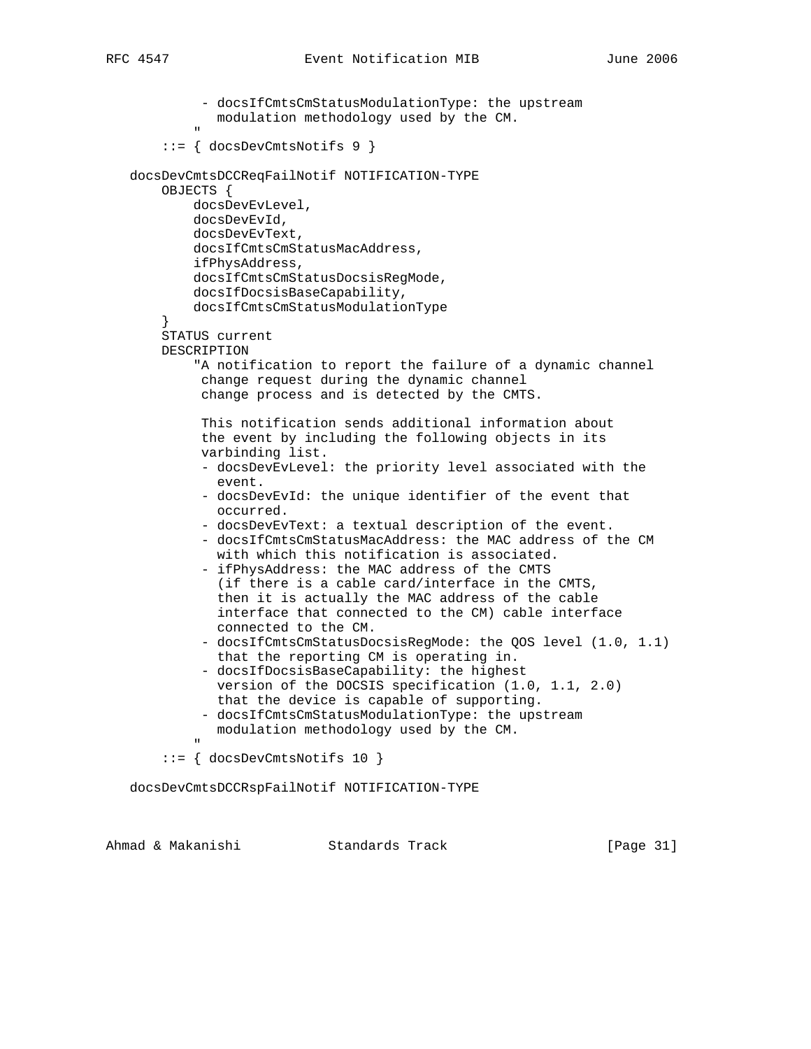```
            - docsIfCmtsCmStatusModulationType: the upstream
              modulation methodology used by the CM.
           "
       ::= { docsDevCmtsNotifs 9 }

   docsDevCmtsDCCReqFailNotif NOTIFICATION-TYPE
       OBJECTS {
           docsDevEvLevel,
           docsDevEvId,
           docsDevEvText,
           docsIfCmtsCmStatusMacAddress,
           ifPhysAddress,
           docsIfCmtsCmStatusDocsisRegMode,
           docsIfDocsisBaseCapability,
           docsIfCmtsCmStatusModulationType
       }
       STATUS current
       DESCRIPTION
           "A notification to report the failure of a dynamic channel
            change request during the dynamic channel
            change process and is detected by the CMTS.

            This notification sends additional information about
            the event by including the following objects in its
            varbinding list.
            - docsDevEvLevel: the priority level associated with the
              event.
            - docsDevEvId: the unique identifier of the event that
              occurred.
            - docsDevEvText: a textual description of the event.
            - docsIfCmtsCmStatusMacAddress: the MAC address of the CM
              with which this notification is associated.
            - ifPhysAddress: the MAC address of the CMTS
              (if there is a cable card/interface in the CMTS,
              then it is actually the MAC address of the cable
              interface that connected to the CM) cable interface
              connected to the CM.
            - docsIfCmtsCmStatusDocsisRegMode: the QOS level (1.0, 1.1)
              that the reporting CM is operating in.
            - docsIfDocsisBaseCapability: the highest
              version of the DOCSIS specification (1.0, 1.1, 2.0)
              that the device is capable of supporting.
            - docsIfCmtsCmStatusModulationType: the upstream
              modulation methodology used by the CM.
           "
       ::= { docsDevCmtsNotifs 10 }

   docsDevCmtsDCCRspFailNotif NOTIFICATION-TYPE
```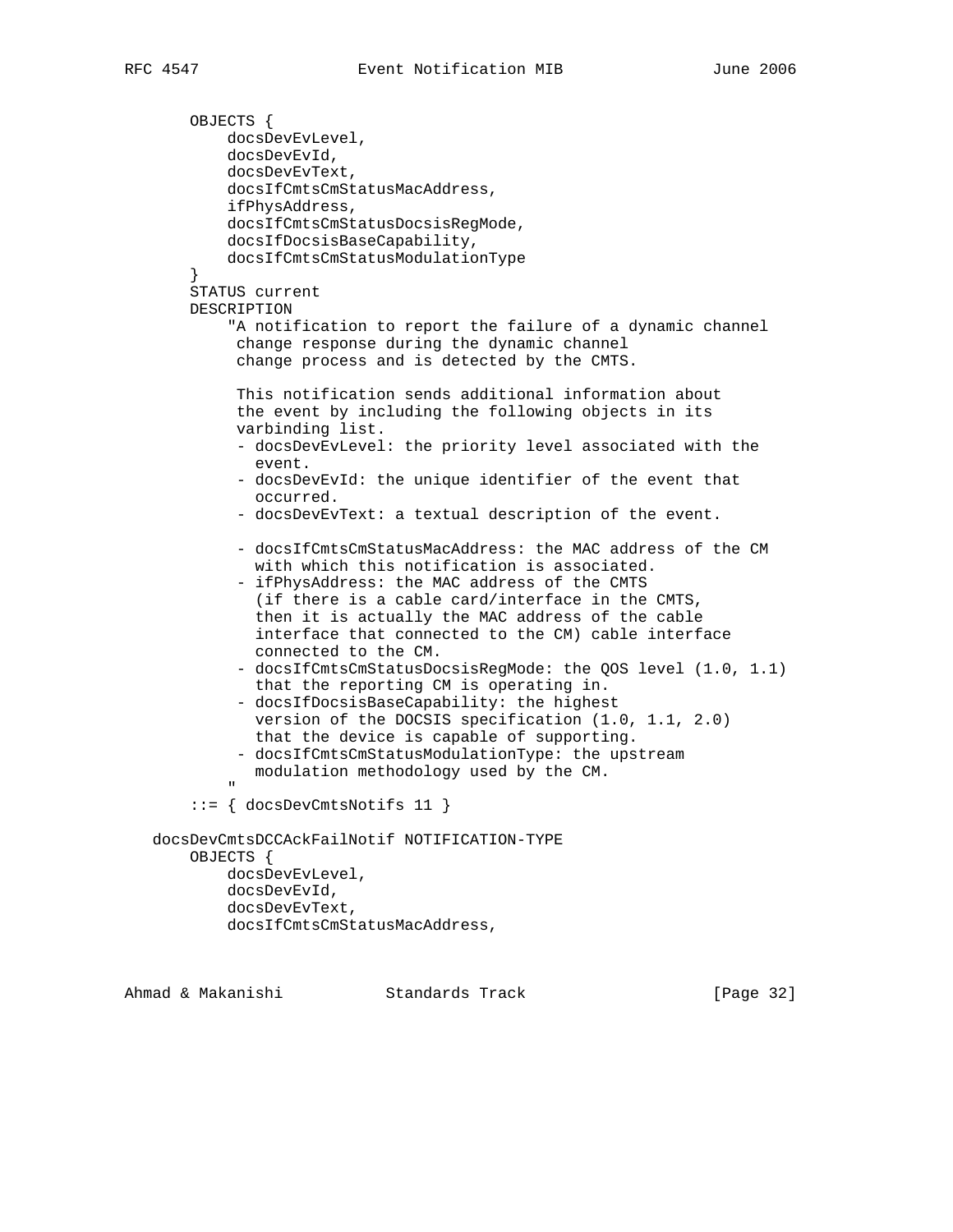```
       OBJECTS {
           docsDevEvLevel,
           docsDevEvId,
           docsDevEvText,
           docsIfCmtsCmStatusMacAddress,
           ifPhysAddress,
           docsIfCmtsCmStatusDocsisRegMode,
           docsIfDocsisBaseCapability,
           docsIfCmtsCmStatusModulationType
       }
       STATUS current
       DESCRIPTION
           "A notification to report the failure of a dynamic channel
            change response during the dynamic channel
            change process and is detected by the CMTS.

            This notification sends additional information about
            the event by including the following objects in its
            varbinding list.
            - docsDevEvLevel: the priority level associated with the
              event.
            - docsDevEvId: the unique identifier of the event that
              occurred.
            - docsDevEvText: a textual description of the event.

            - docsIfCmtsCmStatusMacAddress: the MAC address of the CM
              with which this notification is associated.
            - ifPhysAddress: the MAC address of the CMTS
              (if there is a cable card/interface in the CMTS,
              then it is actually the MAC address of the cable
              interface that connected to the CM) cable interface
              connected to the CM.
            - docsIfCmtsCmStatusDocsisRegMode: the QOS level (1.0, 1.1)
              that the reporting CM is operating in.
            - docsIfDocsisBaseCapability: the highest
              version of the DOCSIS specification (1.0, 1.1, 2.0)
              that the device is capable of supporting.
            - docsIfCmtsCmStatusModulationType: the upstream
              modulation methodology used by the CM.
           "
       ::= { docsDevCmtsNotifs 11 }

   docsDevCmtsDCCAckFailNotif NOTIFICATION-TYPE
       OBJECTS {
           docsDevEvLevel,
           docsDevEvId,
           docsDevEvText,
           docsIfCmtsCmStatusMacAddress,
```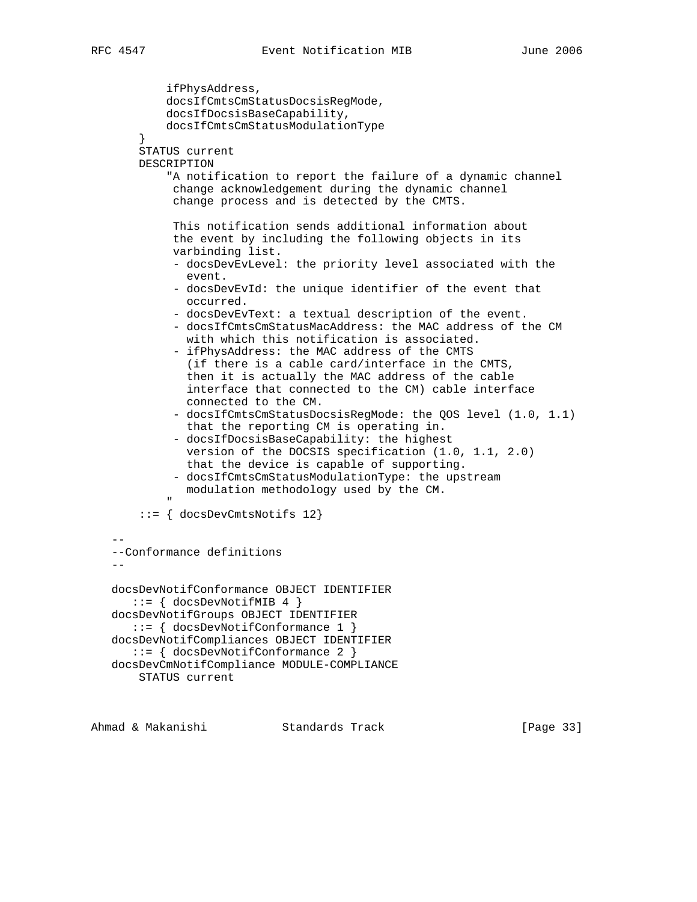```
           ifPhysAddress,
           docsIfCmtsCmStatusDocsisRegMode,
           docsIfDocsisBaseCapability,
           docsIfCmtsCmStatusModulationType
       }
       STATUS current
       DESCRIPTION
           "A notification to report the failure of a dynamic channel
            change acknowledgement during the dynamic channel
            change process and is detected by the CMTS.

            This notification sends additional information about
            the event by including the following objects in its
            varbinding list.
            - docsDevEvLevel: the priority level associated with the
              event.
            - docsDevEvId: the unique identifier of the event that
              occurred.
            - docsDevEvText: a textual description of the event.
            - docsIfCmtsCmStatusMacAddress: the MAC address of the CM
              with which this notification is associated.
            - ifPhysAddress: the MAC address of the CMTS
              (if there is a cable card/interface in the CMTS,
              then it is actually the MAC address of the cable
              interface that connected to the CM) cable interface
              connected to the CM.
            - docsIfCmtsCmStatusDocsisRegMode: the QOS level (1.0, 1.1)
              that the reporting CM is operating in.
            - docsIfDocsisBaseCapability: the highest
              version of the DOCSIS specification (1.0, 1.1, 2.0)
              that the device is capable of supporting.
            - docsIfCmtsCmStatusModulationType: the upstream
              modulation methodology used by the CM.
           "
       ::= { docsDevCmtsNotifs 12}

   --
   --Conformance definitions
   --

   docsDevNotifConformance OBJECT IDENTIFIER
      ::= { docsDevNotifMIB 4 }
   docsDevNotifGroups OBJECT IDENTIFIER
      ::= { docsDevNotifConformance 1 }
   docsDevNotifCompliances OBJECT IDENTIFIER
      ::= { docsDevNotifConformance 2 }
   docsDevCmNotifCompliance MODULE-COMPLIANCE
       STATUS current
```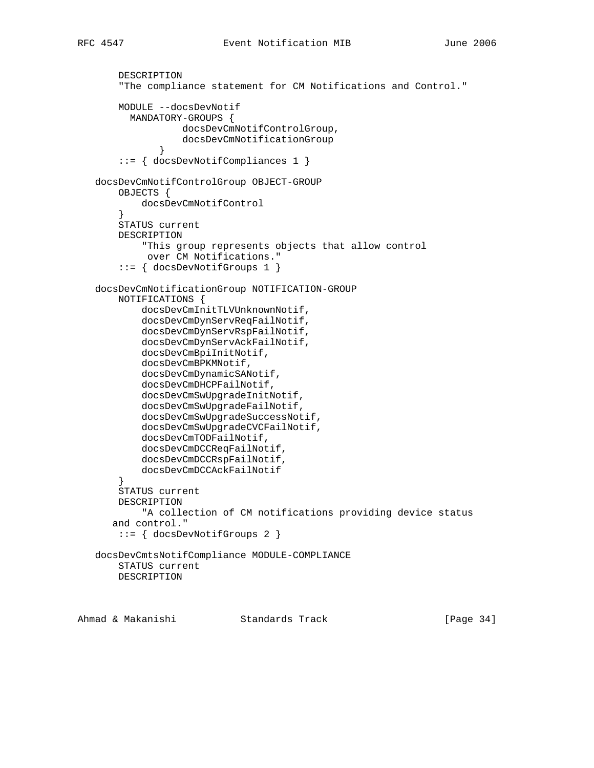```
       DESCRIPTION
       "The compliance statement for CM Notifications and Control."

       MODULE --docsDevNotif
         MANDATORY-GROUPS {
                 docsDevCmNotifControlGroup,
                 docsDevCmNotificationGroup
              }
       ::= { docsDevNotifCompliances 1 }

   docsDevCmNotifControlGroup OBJECT-GROUP
       OBJECTS {
           docsDevCmNotifControl
       }
       STATUS current
       DESCRIPTION
           "This group represents objects that allow control
            over CM Notifications."
       ::= { docsDevNotifGroups 1 }

   docsDevCmNotificationGroup NOTIFICATION-GROUP
       NOTIFICATIONS {
           docsDevCmInitTLVUnknownNotif,
           docsDevCmDynServReqFailNotif,
           docsDevCmDynServRspFailNotif,
           docsDevCmDynServAckFailNotif,
           docsDevCmBpiInitNotif,
           docsDevCmBPKMNotif,
           docsDevCmDynamicSANotif,
           docsDevCmDHCPFailNotif,
           docsDevCmSwUpgradeInitNotif,
           docsDevCmSwUpgradeFailNotif,
           docsDevCmSwUpgradeSuccessNotif,
           docsDevCmSwUpgradeCVCFailNotif,
           docsDevCmTODFailNotif,
           docsDevCmDCCReqFailNotif,
           docsDevCmDCCRspFailNotif,
           docsDevCmDCCAckFailNotif
       }
       STATUS current
       DESCRIPTION
           "A collection of CM notifications providing device status
      and control."
       ::= { docsDevNotifGroups 2 }

   docsDevCmtsNotifCompliance MODULE-COMPLIANCE
       STATUS current
       DESCRIPTION
```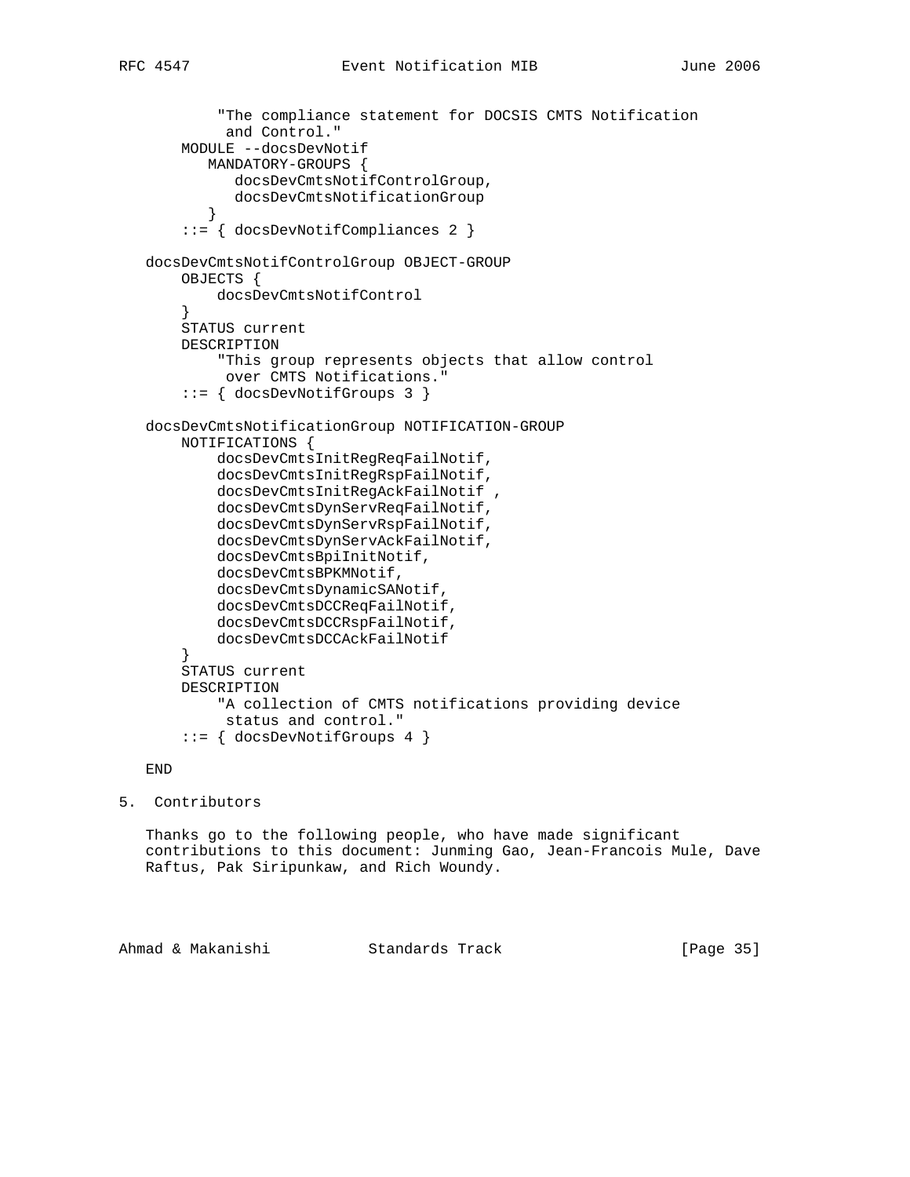```
           "The compliance statement for DOCSIS CMTS Notification
            and Control."
       MODULE --docsDevNotif
          MANDATORY-GROUPS {
             docsDevCmtsNotifControlGroup,
             docsDevCmtsNotificationGroup
          }
       ::= { docsDevNotifCompliances 2 }

   docsDevCmtsNotifControlGroup OBJECT-GROUP
       OBJECTS {
           docsDevCmtsNotifControl
       }
       STATUS current
       DESCRIPTION
           "This group represents objects that allow control
            over CMTS Notifications."
       ::= { docsDevNotifGroups 3 }

   docsDevCmtsNotificationGroup NOTIFICATION-GROUP
       NOTIFICATIONS {
           docsDevCmtsInitRegReqFailNotif,
           docsDevCmtsInitRegRspFailNotif,
           docsDevCmtsInitRegAckFailNotif ,
           docsDevCmtsDynServReqFailNotif,
           docsDevCmtsDynServRspFailNotif,
           docsDevCmtsDynServAckFailNotif,
           docsDevCmtsBpiInitNotif,
           docsDevCmtsBPKMNotif,
           docsDevCmtsDynamicSANotif,
           docsDevCmtsDCCReqFailNotif,
           docsDevCmtsDCCRspFailNotif,
           docsDevCmtsDCCAckFailNotif
       }
       STATUS current
       DESCRIPTION
           "A collection of CMTS notifications providing device
            status and control."
       ::= { docsDevNotifGroups 4 }

   END
```

## 5. Contributors

Thanks go to the following people, who have made significant contributions to this document: Junming Gao, Jean-Francois Mule, Dave Raftus, Pak Siripunkaw, and Rich Woundy.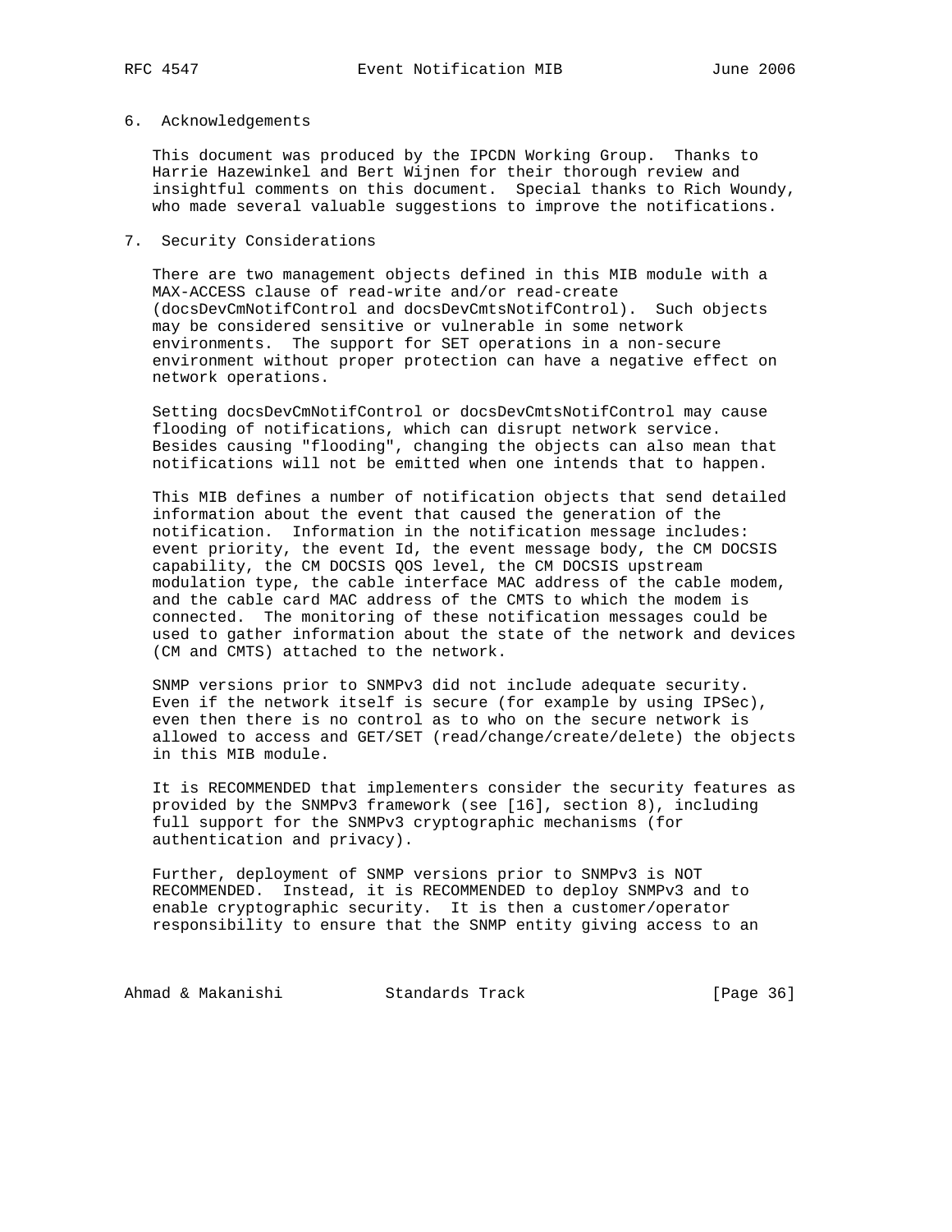## 6. Acknowledgements

This document was produced by the IPCDN Working Group. Thanks to Harrie Hazewinkel and Bert Wijnen for their thorough review and insightful comments on this document. Special thanks to Rich Woundy, who made several valuable suggestions to improve the notifications.

## 7. Security Considerations

There are two management objects defined in this MIB module with a MAX-ACCESS clause of read-write and/or read-create (docsDevCmNotifControl and docsDevCmtsNotifControl). Such objects may be considered sensitive or vulnerable in some network environments. The support for SET operations in a non-secure environment without proper protection can have a negative effect on network operations.

Setting docsDevCmNotifControl or docsDevCmtsNotifControl may cause flooding of notifications, which can disrupt network service. Besides causing "flooding", changing the objects can also mean that notifications will not be emitted when one intends that to happen.

This MIB defines a number of notification objects that send detailed information about the event that caused the generation of the notification. Information in the notification message includes: event priority, the event Id, the event message body, the CM DOCSIS capability, the CM DOCSIS QOS level, the CM DOCSIS upstream modulation type, the cable interface MAC address of the cable modem, and the cable card MAC address of the CMTS to which the modem is connected. The monitoring of these notification messages could be used to gather information about the state of the network and devices (CM and CMTS) attached to the network.

SNMP versions prior to SNMPv3 did not include adequate security. Even if the network itself is secure (for example by using IPSec), even then there is no control as to who on the secure network is allowed to access and GET/SET (read/change/create/delete) the objects in this MIB module.

It is RECOMMENDED that implementers consider the security features as provided by the SNMPv3 framework (see [16], section 8), including full support for the SNMPv3 cryptographic mechanisms (for authentication and privacy).

Further, deployment of SNMP versions prior to SNMPv3 is NOT RECOMMENDED. Instead, it is RECOMMENDED to deploy SNMPv3 and to enable cryptographic security. It is then a customer/operator responsibility to ensure that the SNMP entity giving access to an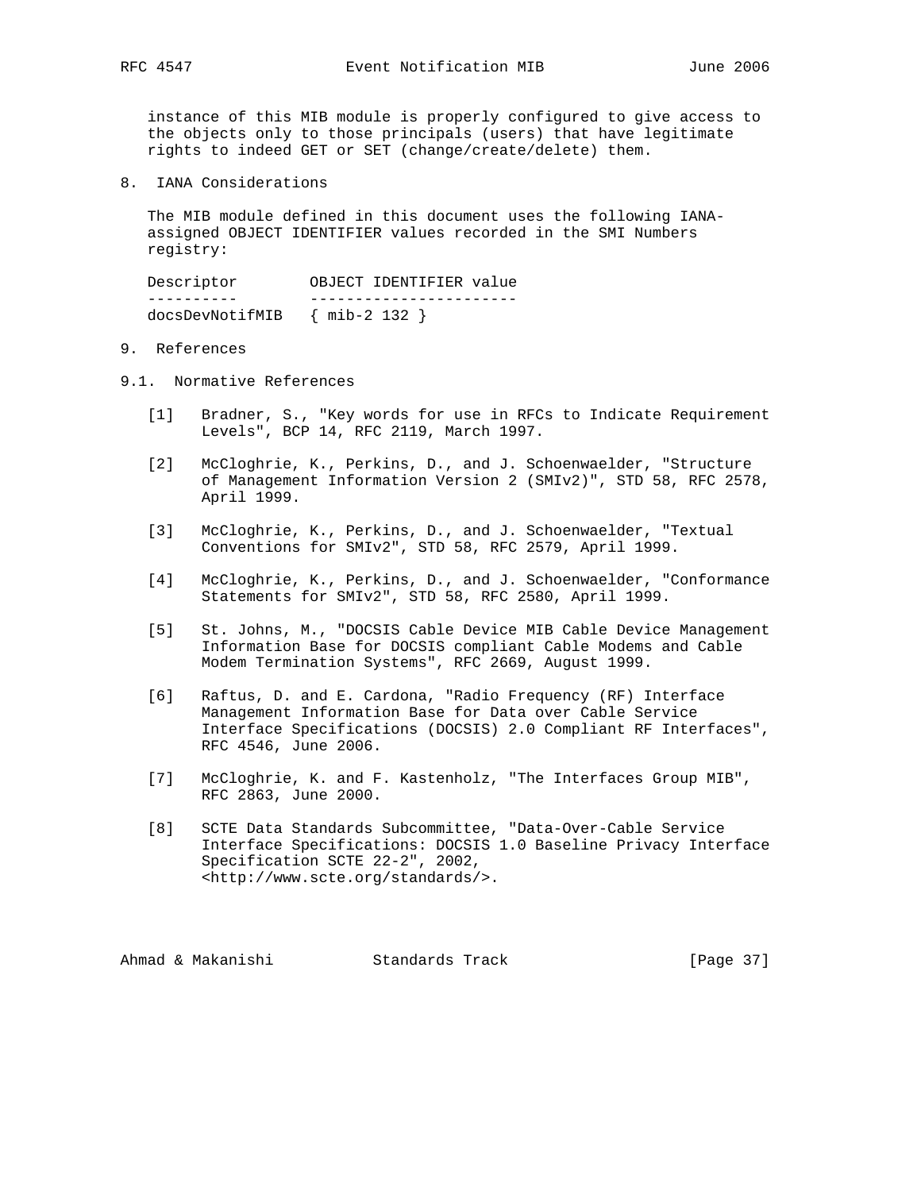instance of this MIB module is properly configured to give access to the objects only to those principals (users) that have legitimate rights to indeed GET or SET (change/create/delete) them.

## 8. IANA Considerations

The MIB module defined in this document uses the following IANA-assigned OBJECT IDENTIFIER values recorded in the SMI Numbers registry:

| Descriptor | OBJECT IDENTIFIER value |
|---|---|
| docsDevNotifMIB | { mib-2 132 } |

## 9. References

### 9.1. Normative References

[1] Bradner, S., "Key words for use in RFCs to Indicate Requirement Levels", BCP 14, RFC 2119, March 1997.

[2] McCloghrie, K., Perkins, D., and J. Schoenwaelder, "Structure of Management Information Version 2 (SMIv2)", STD 58, RFC 2578, April 1999.

[3] McCloghrie, K., Perkins, D., and J. Schoenwaelder, "Textual Conventions for SMIv2", STD 58, RFC 2579, April 1999.

[4] McCloghrie, K., Perkins, D., and J. Schoenwaelder, "Conformance Statements for SMIv2", STD 58, RFC 2580, April 1999.

[5] St. Johns, M., "DOCSIS Cable Device MIB Cable Device Management Information Base for DOCSIS compliant Cable Modems and Cable Modem Termination Systems", RFC 2669, August 1999.

[6] Raftus, D. and E. Cardona, "Radio Frequency (RF) Interface Management Information Base for Data over Cable Service Interface Specifications (DOCSIS) 2.0 Compliant RF Interfaces", RFC 4546, June 2006.

[7] McCloghrie, K. and F. Kastenholz, "The Interfaces Group MIB", RFC 2863, June 2000.

[8] SCTE Data Standards Subcommittee, "Data-Over-Cable Service Interface Specifications: DOCSIS 1.0 Baseline Privacy Interface Specification SCTE 22-2", 2002, <http://www.scte.org/standards/>.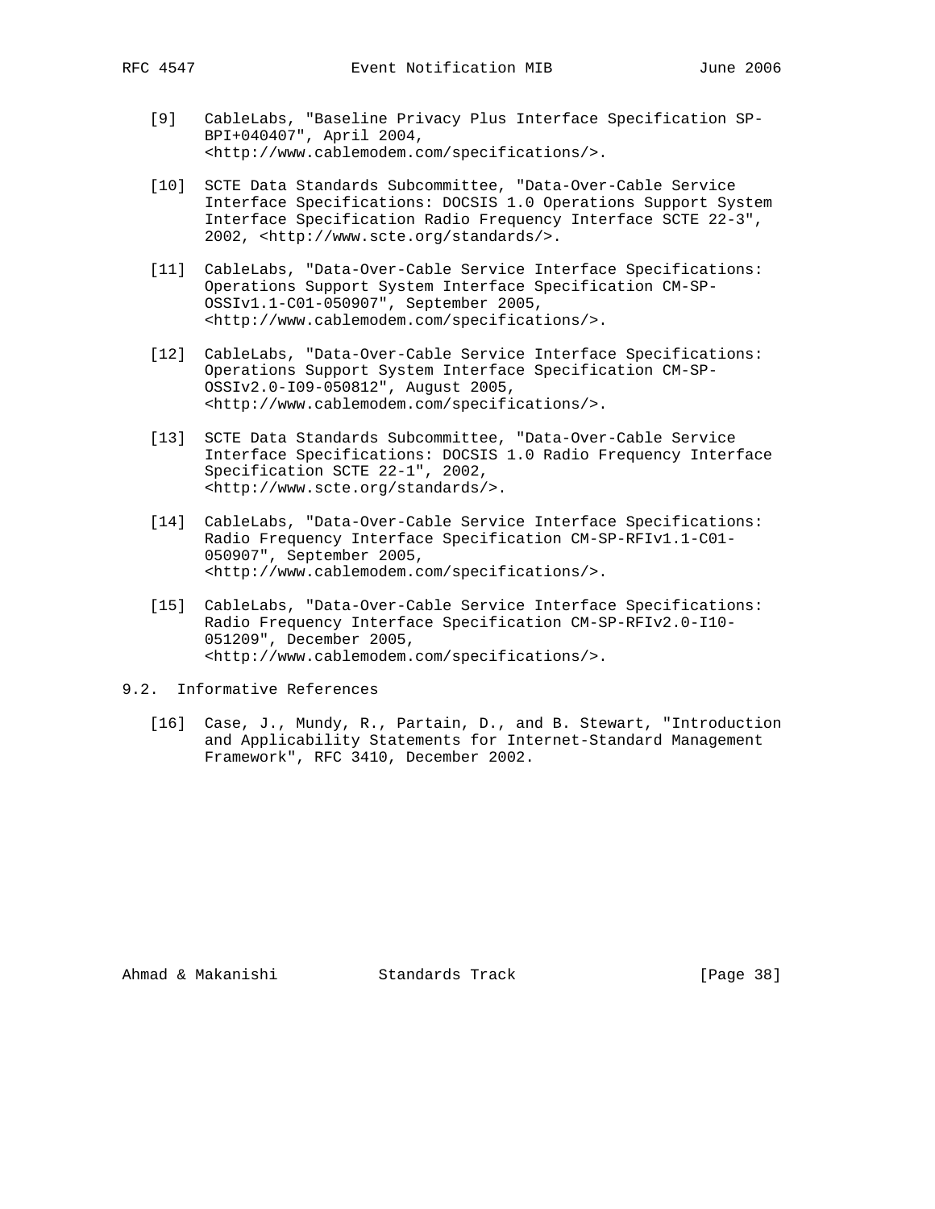[9] CableLabs, "Baseline Privacy Plus Interface Specification SP-BPI+040407", April 2004, <http://www.cablemodem.com/specifications/>.

[10] SCTE Data Standards Subcommittee, "Data-Over-Cable Service Interface Specifications: DOCSIS 1.0 Operations Support System Interface Specification Radio Frequency Interface SCTE 22-3", 2002, <http://www.scte.org/standards/>.

[11] CableLabs, "Data-Over-Cable Service Interface Specifications: Operations Support System Interface Specification CM-SP-OSSIv1.1-C01-050907", September 2005, <http://www.cablemodem.com/specifications/>.

[12] CableLabs, "Data-Over-Cable Service Interface Specifications: Operations Support System Interface Specification CM-SP-OSSIv2.0-I09-050812", August 2005, <http://www.cablemodem.com/specifications/>.

[13] SCTE Data Standards Subcommittee, "Data-Over-Cable Service Interface Specifications: DOCSIS 1.0 Radio Frequency Interface Specification SCTE 22-1", 2002, <http://www.scte.org/standards/>.

[14] CableLabs, "Data-Over-Cable Service Interface Specifications: Radio Frequency Interface Specification CM-SP-RFIv1.1-C01-050907", September 2005, <http://www.cablemodem.com/specifications/>.

[15] CableLabs, "Data-Over-Cable Service Interface Specifications: Radio Frequency Interface Specification CM-SP-RFIv2.0-I10-051209", December 2005, <http://www.cablemodem.com/specifications/>.

## 9.2. Informative References

[16] Case, J., Mundy, R., Partain, D., and B. Stewart, "Introduction and Applicability Statements for Internet-Standard Management Framework", RFC 3410, December 2002.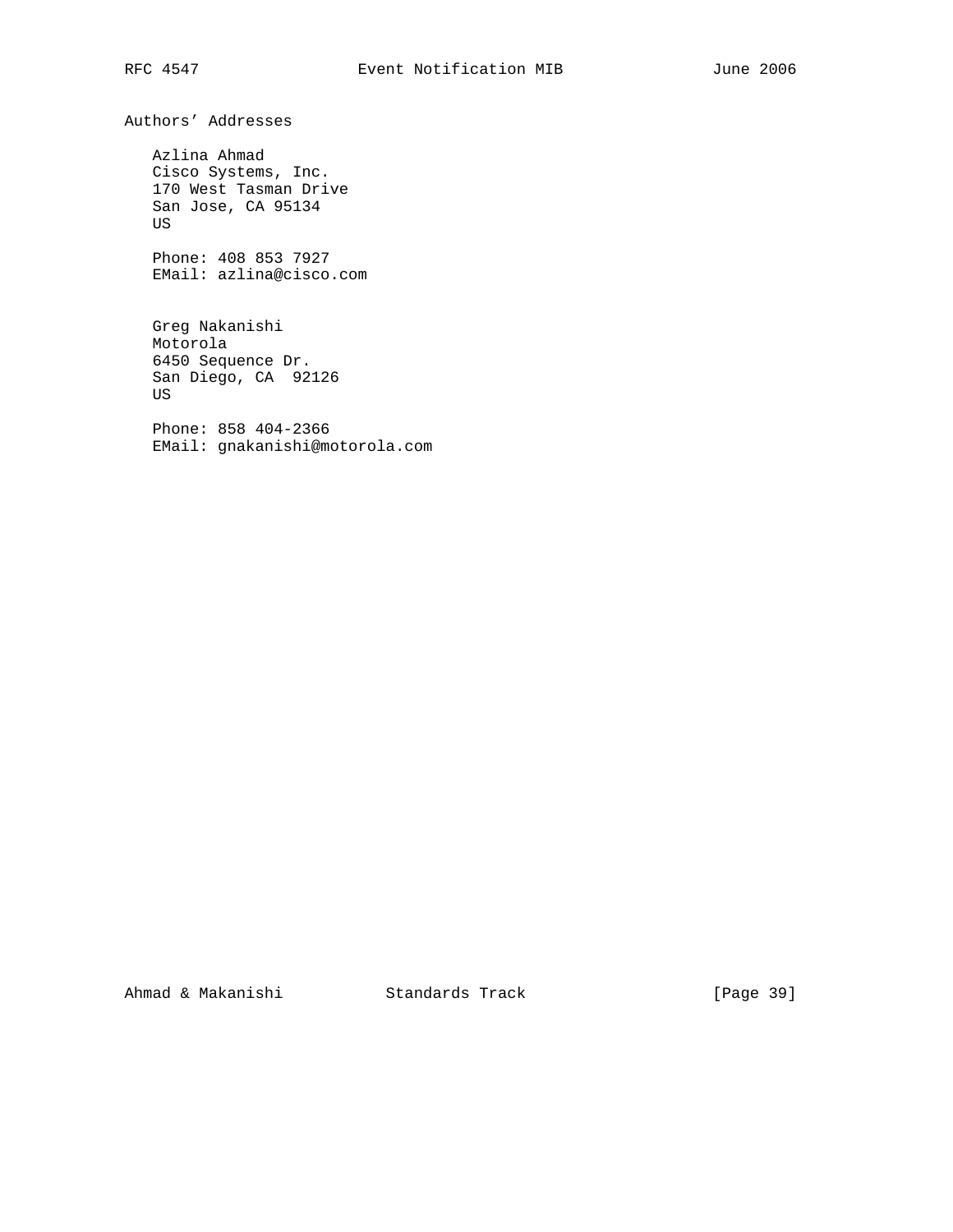## Authors' Addresses

Azlina Ahmad
Cisco Systems, Inc.
170 West Tasman Drive
San Jose, CA 95134
US

Phone: 408 853 7927
EMail: azlina@cisco.com

Greg Nakanishi
Motorola
6450 Sequence Dr.
San Diego, CA 92126
US

Phone: 858 404-2366
EMail: gnakanishi@motorola.com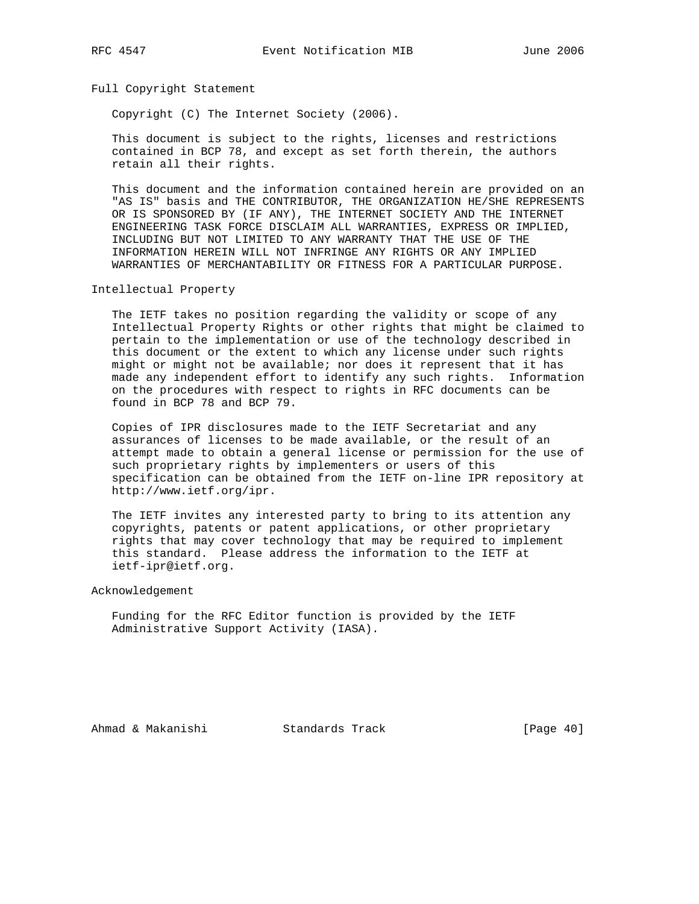## Full Copyright Statement

Copyright (C) The Internet Society (2006).

This document is subject to the rights, licenses and restrictions contained in BCP 78, and except as set forth therein, the authors retain all their rights.

This document and the information contained herein are provided on an "AS IS" basis and THE CONTRIBUTOR, THE ORGANIZATION HE/SHE REPRESENTS OR IS SPONSORED BY (IF ANY), THE INTERNET SOCIETY AND THE INTERNET ENGINEERING TASK FORCE DISCLAIM ALL WARRANTIES, EXPRESS OR IMPLIED, INCLUDING BUT NOT LIMITED TO ANY WARRANTY THAT THE USE OF THE INFORMATION HEREIN WILL NOT INFRINGE ANY RIGHTS OR ANY IMPLIED WARRANTIES OF MERCHANTABILITY OR FITNESS FOR A PARTICULAR PURPOSE.

## Intellectual Property

The IETF takes no position regarding the validity or scope of any Intellectual Property Rights or other rights that might be claimed to pertain to the implementation or use of the technology described in this document or the extent to which any license under such rights might or might not be available; nor does it represent that it has made any independent effort to identify any such rights. Information on the procedures with respect to rights in RFC documents can be found in BCP 78 and BCP 79.

Copies of IPR disclosures made to the IETF Secretariat and any assurances of licenses to be made available, or the result of an attempt made to obtain a general license or permission for the use of such proprietary rights by implementers or users of this specification can be obtained from the IETF on-line IPR repository at http://www.ietf.org/ipr.

The IETF invites any interested party to bring to its attention any copyrights, patents or patent applications, or other proprietary rights that may cover technology that may be required to implement this standard. Please address the information to the IETF at ietf-ipr@ietf.org.

## Acknowledgement

Funding for the RFC Editor function is provided by the IETF Administrative Support Activity (IASA).